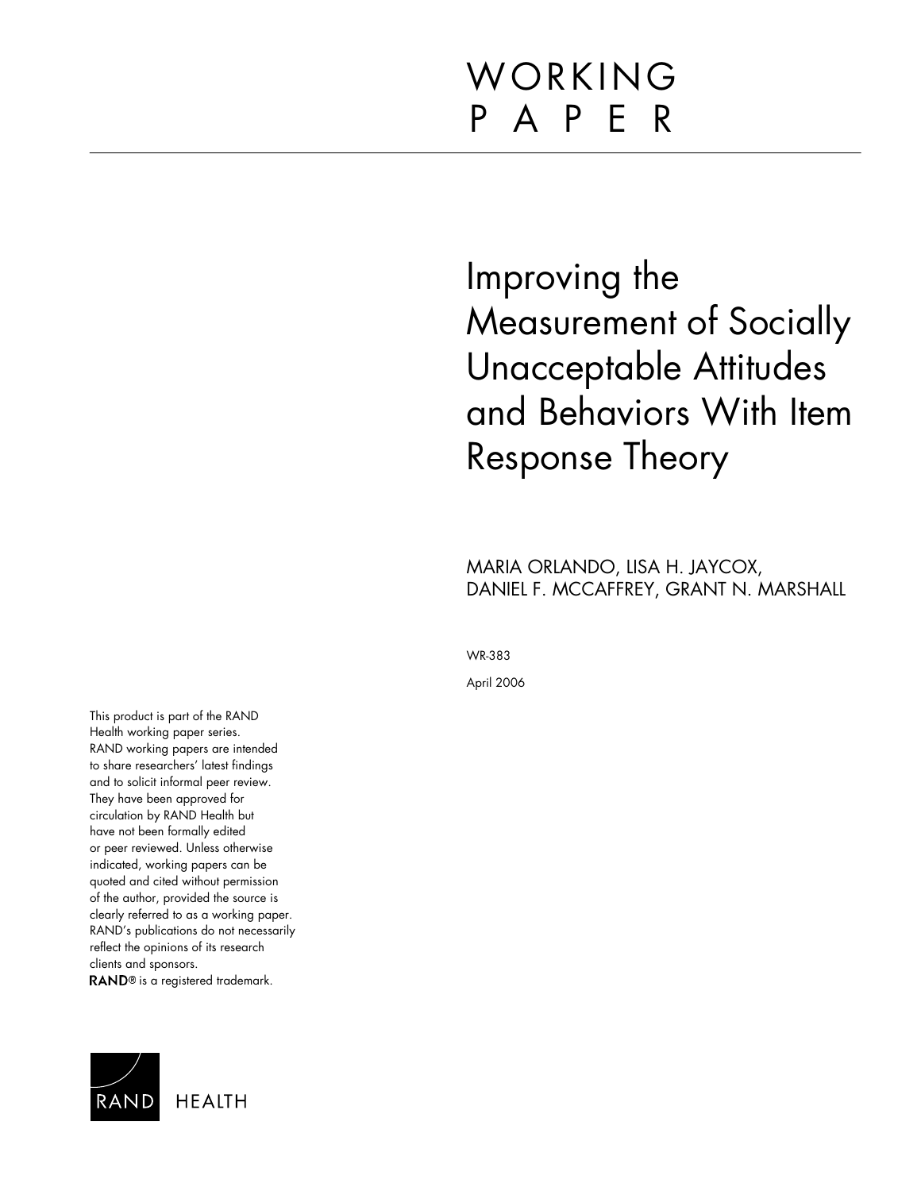WORKING PAPER

# Improving the Measurement of Socially Unacceptable Attitudes and Behaviors With Item Response Theory

MARIA ORLANDO, LISA H. JAYCOX, DANIEL F. MCCAFFREY, GRANT N. MARSHALL

WR-383

April 2006

This product is part of the RAND Health working paper series. RAND working papers are intended to share researchers' latest findings and to solicit informal peer review. They have been approved for circulation by RAND Health but have not been formally edited or peer reviewed. Unless otherwise indicated, working papers can be quoted and cited without permission of the author, provided the source is clearly referred to as a working paper. RAND's publications do not necessarily reflect the opinions of its research clients and sponsors.
RAND® is a registered trademark.

RAND HEALTH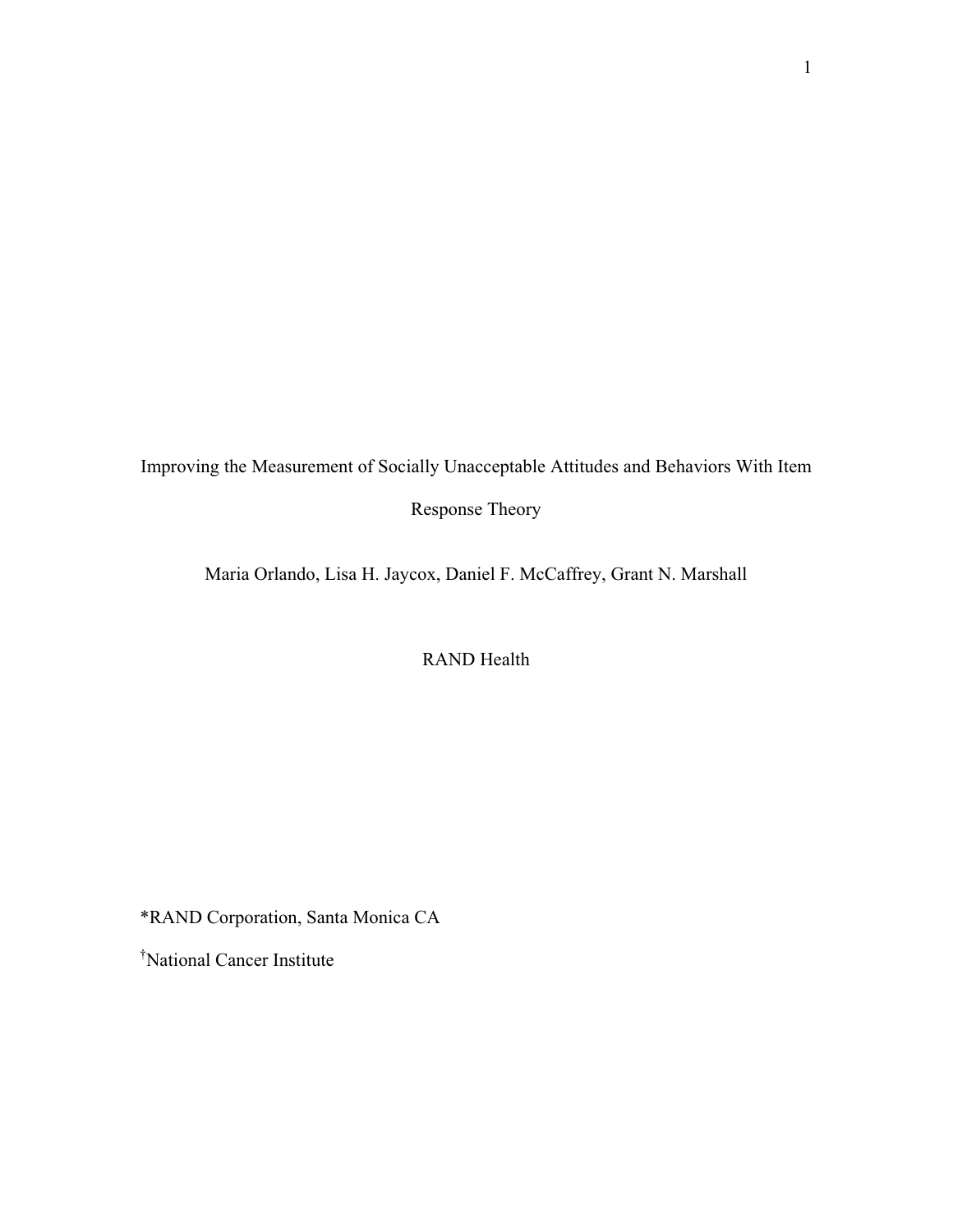# Improving the Measurement of Socially Unacceptable Attitudes and Behaviors With Item Response Theory

Maria Orlando, Lisa H. Jaycox, Daniel F. McCaffrey, Grant N. Marshall

RAND Health

*RAND Corporation, Santa Monica CA

[†]National Cancer Institute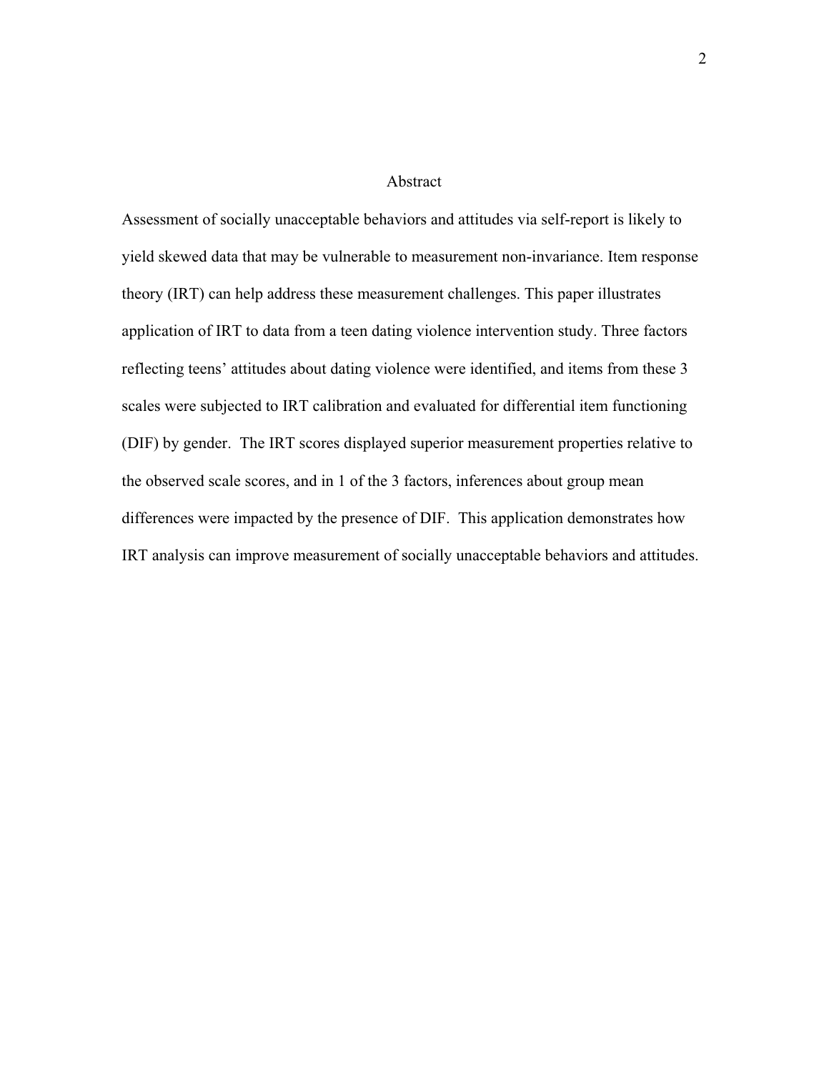# Abstract

Assessment of socially unacceptable behaviors and attitudes via self-report is likely to yield skewed data that may be vulnerable to measurement non-invariance. Item response theory (IRT) can help address these measurement challenges. This paper illustrates application of IRT to data from a teen dating violence intervention study. Three factors reflecting teens' attitudes about dating violence were identified, and items from these 3 scales were subjected to IRT calibration and evaluated for differential item functioning (DIF) by gender. The IRT scores displayed superior measurement properties relative to the observed scale scores, and in 1 of the 3 factors, inferences about group mean differences were impacted by the presence of DIF. This application demonstrates how IRT analysis can improve measurement of socially unacceptable behaviors and attitudes.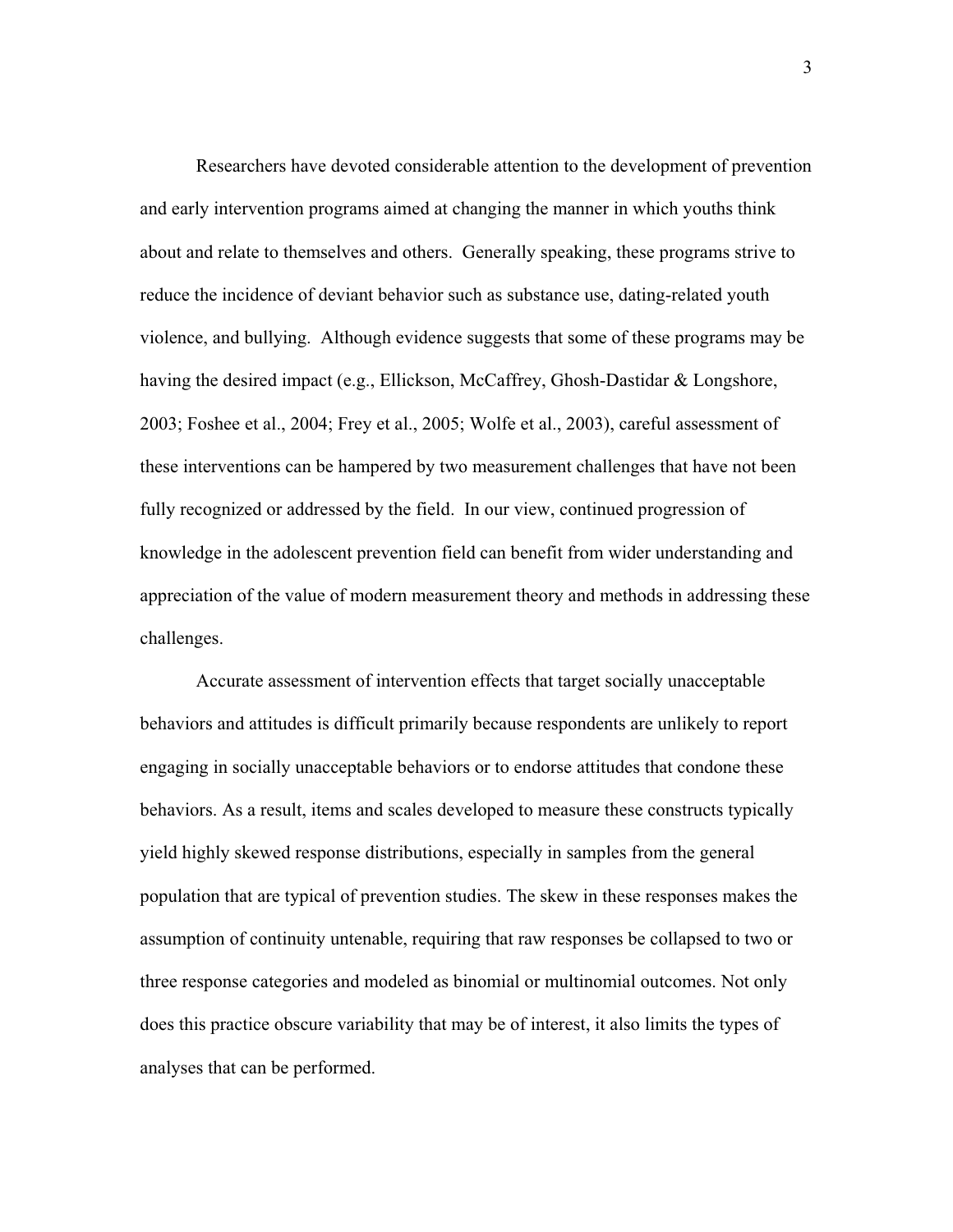Researchers have devoted considerable attention to the development of prevention and early intervention programs aimed at changing the manner in which youths think about and relate to themselves and others. Generally speaking, these programs strive to reduce the incidence of deviant behavior such as substance use, dating-related youth violence, and bullying. Although evidence suggests that some of these programs may be having the desired impact (e.g., Ellickson, McCaffrey, Ghosh-Dastidar & Longshore, 2003; Foshee et al., 2004; Frey et al., 2005; Wolfe et al., 2003), careful assessment of these interventions can be hampered by two measurement challenges that have not been fully recognized or addressed by the field. In our view, continued progression of knowledge in the adolescent prevention field can benefit from wider understanding and appreciation of the value of modern measurement theory and methods in addressing these challenges.

Accurate assessment of intervention effects that target socially unacceptable behaviors and attitudes is difficult primarily because respondents are unlikely to report engaging in socially unacceptable behaviors or to endorse attitudes that condone these behaviors. As a result, items and scales developed to measure these constructs typically yield highly skewed response distributions, especially in samples from the general population that are typical of prevention studies. The skew in these responses makes the assumption of continuity untenable, requiring that raw responses be collapsed to two or three response categories and modeled as binomial or multinomial outcomes. Not only does this practice obscure variability that may be of interest, it also limits the types of analyses that can be performed.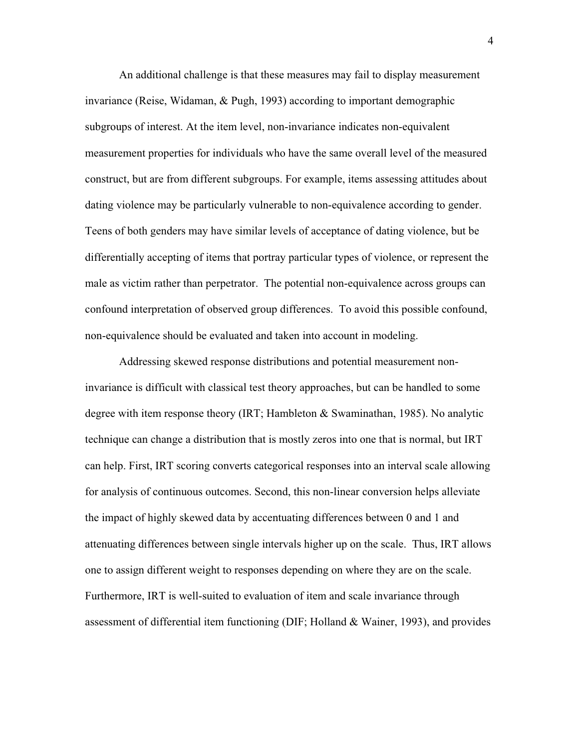An additional challenge is that these measures may fail to display measurement invariance (Reise, Widaman, & Pugh, 1993) according to important demographic subgroups of interest. At the item level, non-invariance indicates non-equivalent measurement properties for individuals who have the same overall level of the measured construct, but are from different subgroups. For example, items assessing attitudes about dating violence may be particularly vulnerable to non-equivalence according to gender. Teens of both genders may have similar levels of acceptance of dating violence, but be differentially accepting of items that portray particular types of violence, or represent the male as victim rather than perpetrator. The potential non-equivalence across groups can confound interpretation of observed group differences. To avoid this possible confound, non-equivalence should be evaluated and taken into account in modeling.

Addressing skewed response distributions and potential measurement non-invariance is difficult with classical test theory approaches, but can be handled to some degree with item response theory (IRT; Hambleton & Swaminathan, 1985). No analytic technique can change a distribution that is mostly zeros into one that is normal, but IRT can help. First, IRT scoring converts categorical responses into an interval scale allowing for analysis of continuous outcomes. Second, this non-linear conversion helps alleviate the impact of highly skewed data by accentuating differences between 0 and 1 and attenuating differences between single intervals higher up on the scale. Thus, IRT allows one to assign different weight to responses depending on where they are on the scale. Furthermore, IRT is well-suited to evaluation of item and scale invariance through assessment of differential item functioning (DIF; Holland & Wainer, 1993), and provides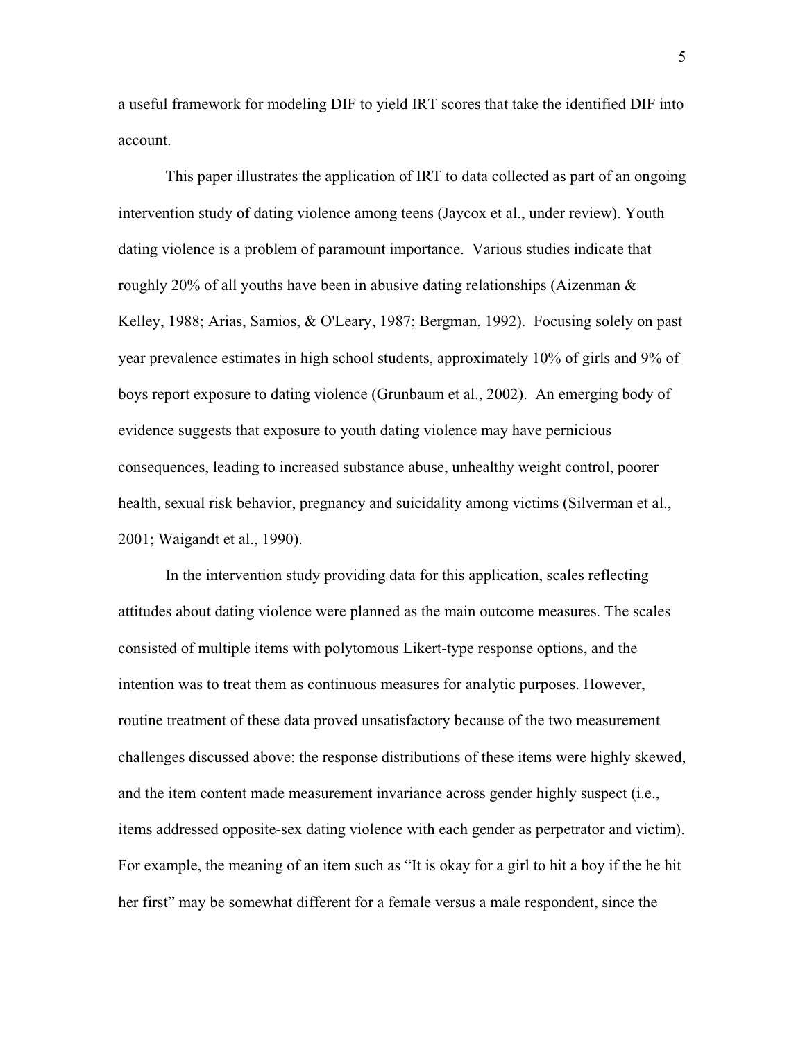a useful framework for modeling DIF to yield IRT scores that take the identified DIF into account.

This paper illustrates the application of IRT to data collected as part of an ongoing intervention study of dating violence among teens (Jaycox et al., under review). Youth dating violence is a problem of paramount importance. Various studies indicate that roughly 20% of all youths have been in abusive dating relationships (Aizenman & Kelley, 1988; Arias, Samios, & O'Leary, 1987; Bergman, 1992). Focusing solely on past year prevalence estimates in high school students, approximately 10% of girls and 9% of boys report exposure to dating violence (Grunbaum et al., 2002). An emerging body of evidence suggests that exposure to youth dating violence may have pernicious consequences, leading to increased substance abuse, unhealthy weight control, poorer health, sexual risk behavior, pregnancy and suicidality among victims (Silverman et al., 2001; Waigandt et al., 1990).

In the intervention study providing data for this application, scales reflecting attitudes about dating violence were planned as the main outcome measures. The scales consisted of multiple items with polytomous Likert-type response options, and the intention was to treat them as continuous measures for analytic purposes. However, routine treatment of these data proved unsatisfactory because of the two measurement challenges discussed above: the response distributions of these items were highly skewed, and the item content made measurement invariance across gender highly suspect (i.e., items addressed opposite-sex dating violence with each gender as perpetrator and victim). For example, the meaning of an item such as "It is okay for a girl to hit a boy if the he hit her first" may be somewhat different for a female versus a male respondent, since the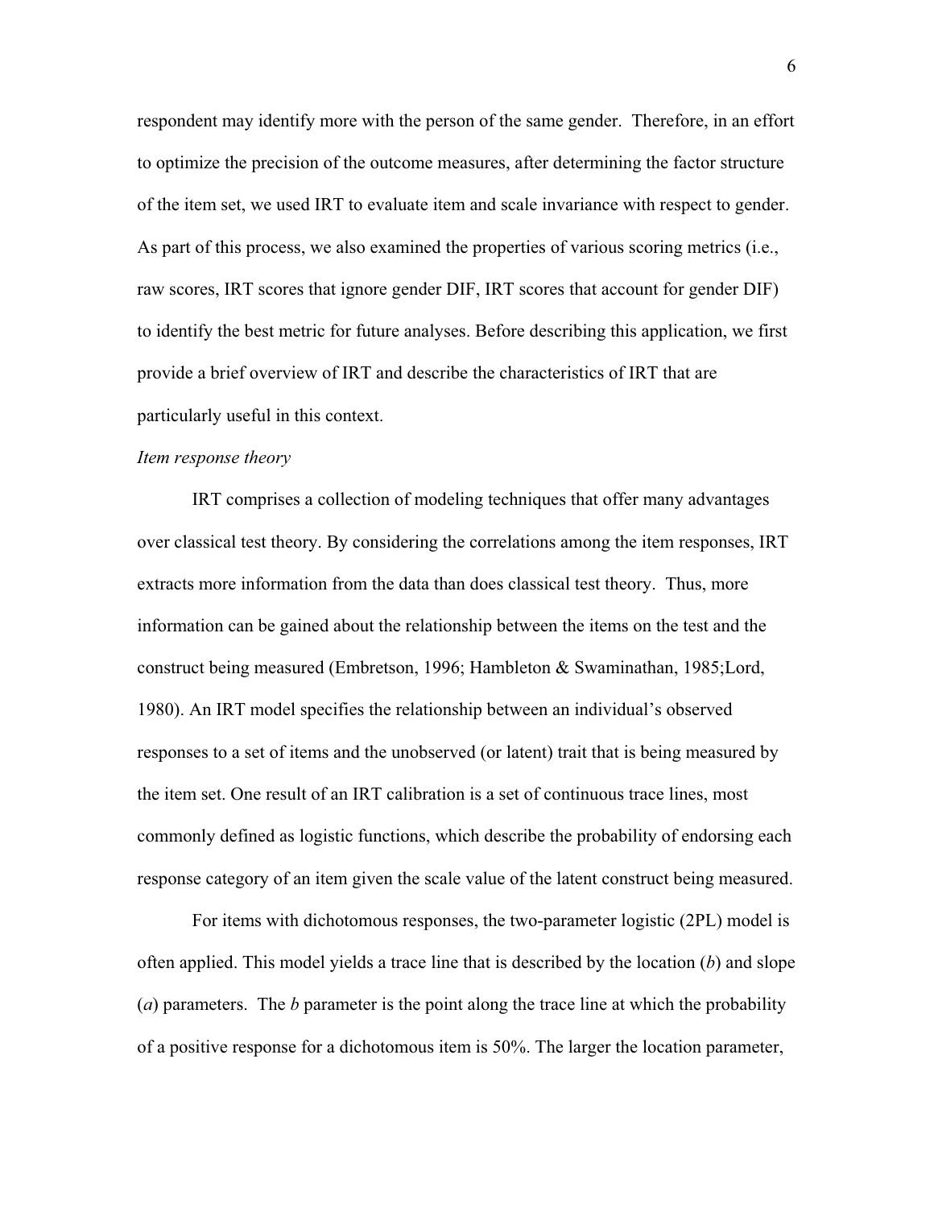respondent may identify more with the person of the same gender. Therefore, in an effort to optimize the precision of the outcome measures, after determining the factor structure of the item set, we used IRT to evaluate item and scale invariance with respect to gender. As part of this process, we also examined the properties of various scoring metrics (i.e., raw scores, IRT scores that ignore gender DIF, IRT scores that account for gender DIF) to identify the best metric for future analyses. Before describing this application, we first provide a brief overview of IRT and describe the characteristics of IRT that are particularly useful in this context.

*Item response theory*

IRT comprises a collection of modeling techniques that offer many advantages over classical test theory. By considering the correlations among the item responses, IRT extracts more information from the data than does classical test theory. Thus, more information can be gained about the relationship between the items on the test and the construct being measured (Embretson, 1996; Hambleton & Swaminathan, 1985;Lord, 1980). An IRT model specifies the relationship between an individual's observed responses to a set of items and the unobserved (or latent) trait that is being measured by the item set. One result of an IRT calibration is a set of continuous trace lines, most commonly defined as logistic functions, which describe the probability of endorsing each response category of an item given the scale value of the latent construct being measured.

For items with dichotomous responses, the two-parameter logistic (2PL) model is often applied. This model yields a trace line that is described by the location ($b$) and slope ($a$) parameters. The $b$ parameter is the point along the trace line at which the probability of a positive response for a dichotomous item is 50%. The larger the location parameter,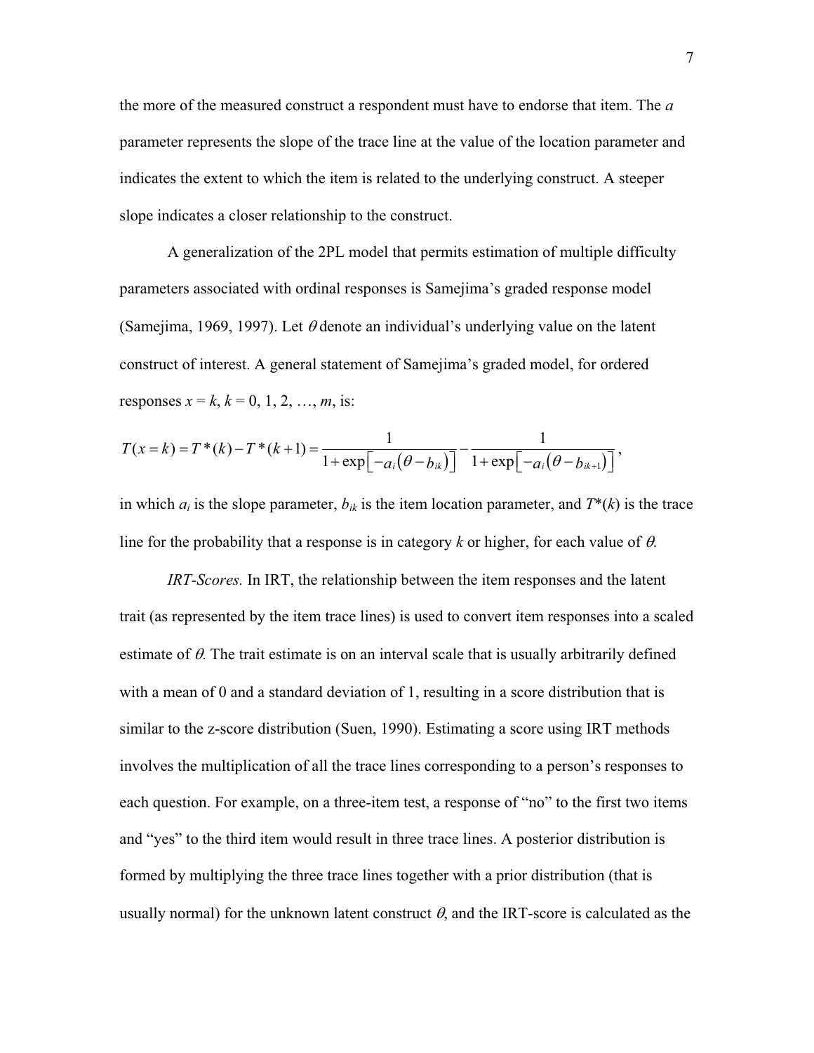the more of the measured construct a respondent must have to endorse that item. The $a$ parameter represents the slope of the trace line at the value of the location parameter and indicates the extent to which the item is related to the underlying construct. A steeper slope indicates a closer relationship to the construct.

A generalization of the 2PL model that permits estimation of multiple difficulty parameters associated with ordinal responses is Samejima's graded response model (Samejima, 1969, 1997). Let $\theta$ denote an individual's underlying value on the latent construct of interest. A general statement of Samejima's graded model, for ordered responses $x = k$, $k = 0, 1, 2, \ldots, m$, is:

$$T(x=k) = T^*(k) - T^*(k+1) = \frac{1}{1+\exp\left[-a_i\left(\theta - b_{ik}\right)\right]} - \frac{1}{1+\exp\left[-a_i\left(\theta - b_{ik+1}\right)\right]},$$

in which $a_i$ is the slope parameter, $b_{ik}$ is the item location parameter, and $T^*(k)$ is the trace line for the probability that a response is in category $k$ or higher, for each value of $\theta$.

*IRT-Scores.* In IRT, the relationship between the item responses and the latent trait (as represented by the item trace lines) is used to convert item responses into a scaled estimate of $\theta$. The trait estimate is on an interval scale that is usually arbitrarily defined with a mean of 0 and a standard deviation of 1, resulting in a score distribution that is similar to the z-score distribution (Suen, 1990). Estimating a score using IRT methods involves the multiplication of all the trace lines corresponding to a person's responses to each question. For example, on a three-item test, a response of "no" to the first two items and "yes" to the third item would result in three trace lines. A posterior distribution is formed by multiplying the three trace lines together with a prior distribution (that is usually normal) for the unknown latent construct $\theta$, and the IRT-score is calculated as the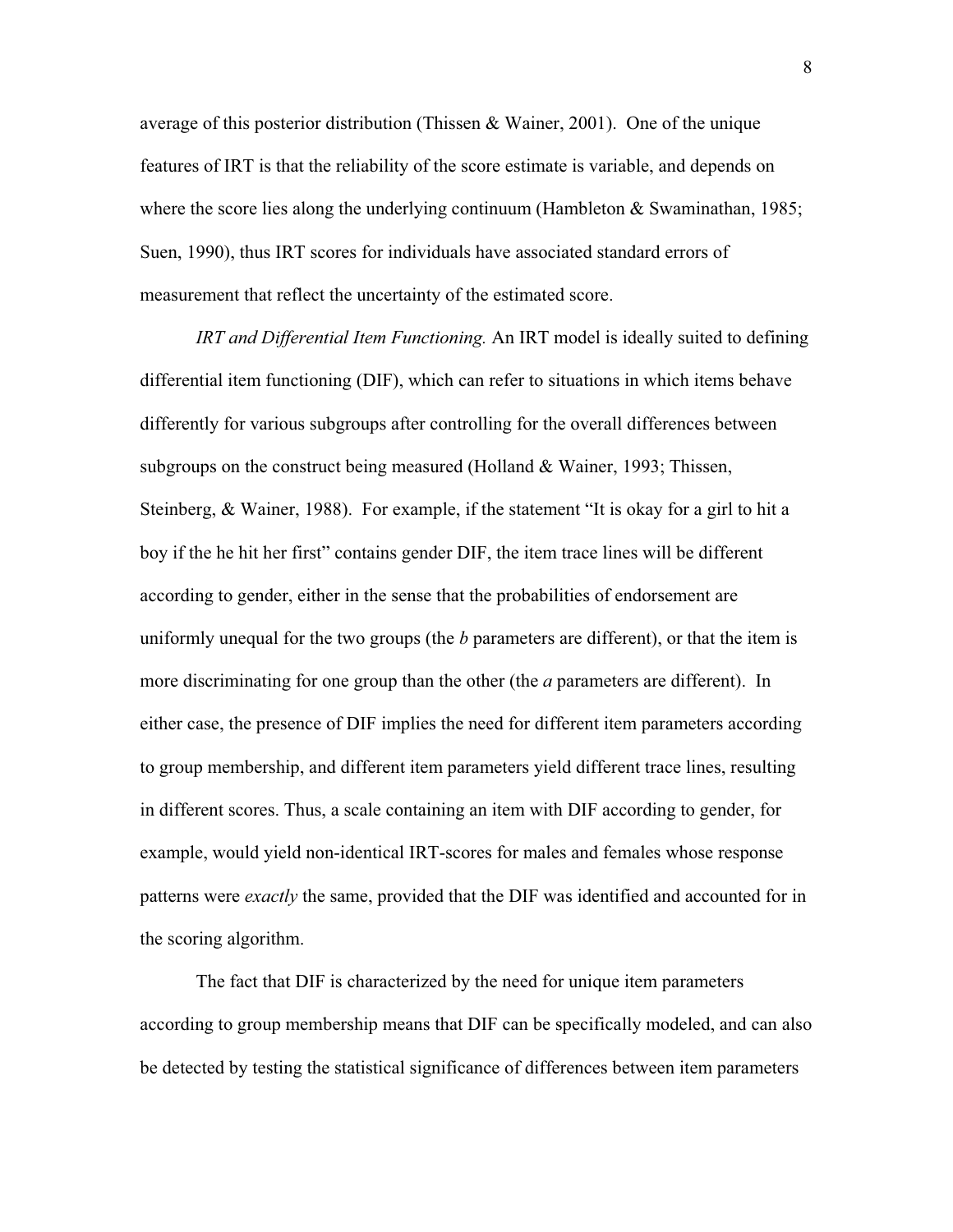average of this posterior distribution (Thissen & Wainer, 2001). One of the unique features of IRT is that the reliability of the score estimate is variable, and depends on where the score lies along the underlying continuum (Hambleton & Swaminathan, 1985; Suen, 1990), thus IRT scores for individuals have associated standard errors of measurement that reflect the uncertainty of the estimated score.

*IRT and Differential Item Functioning.* An IRT model is ideally suited to defining differential item functioning (DIF), which can refer to situations in which items behave differently for various subgroups after controlling for the overall differences between subgroups on the construct being measured (Holland & Wainer, 1993; Thissen, Steinberg, & Wainer, 1988). For example, if the statement "It is okay for a girl to hit a boy if the he hit her first" contains gender DIF, the item trace lines will be different according to gender, either in the sense that the probabilities of endorsement are uniformly unequal for the two groups (the $b$ parameters are different), or that the item is more discriminating for one group than the other (the $a$ parameters are different). In either case, the presence of DIF implies the need for different item parameters according to group membership, and different item parameters yield different trace lines, resulting in different scores. Thus, a scale containing an item with DIF according to gender, for example, would yield non-identical IRT-scores for males and females whose response patterns were *exactly* the same, provided that the DIF was identified and accounted for in the scoring algorithm.

The fact that DIF is characterized by the need for unique item parameters according to group membership means that DIF can be specifically modeled, and can also be detected by testing the statistical significance of differences between item parameters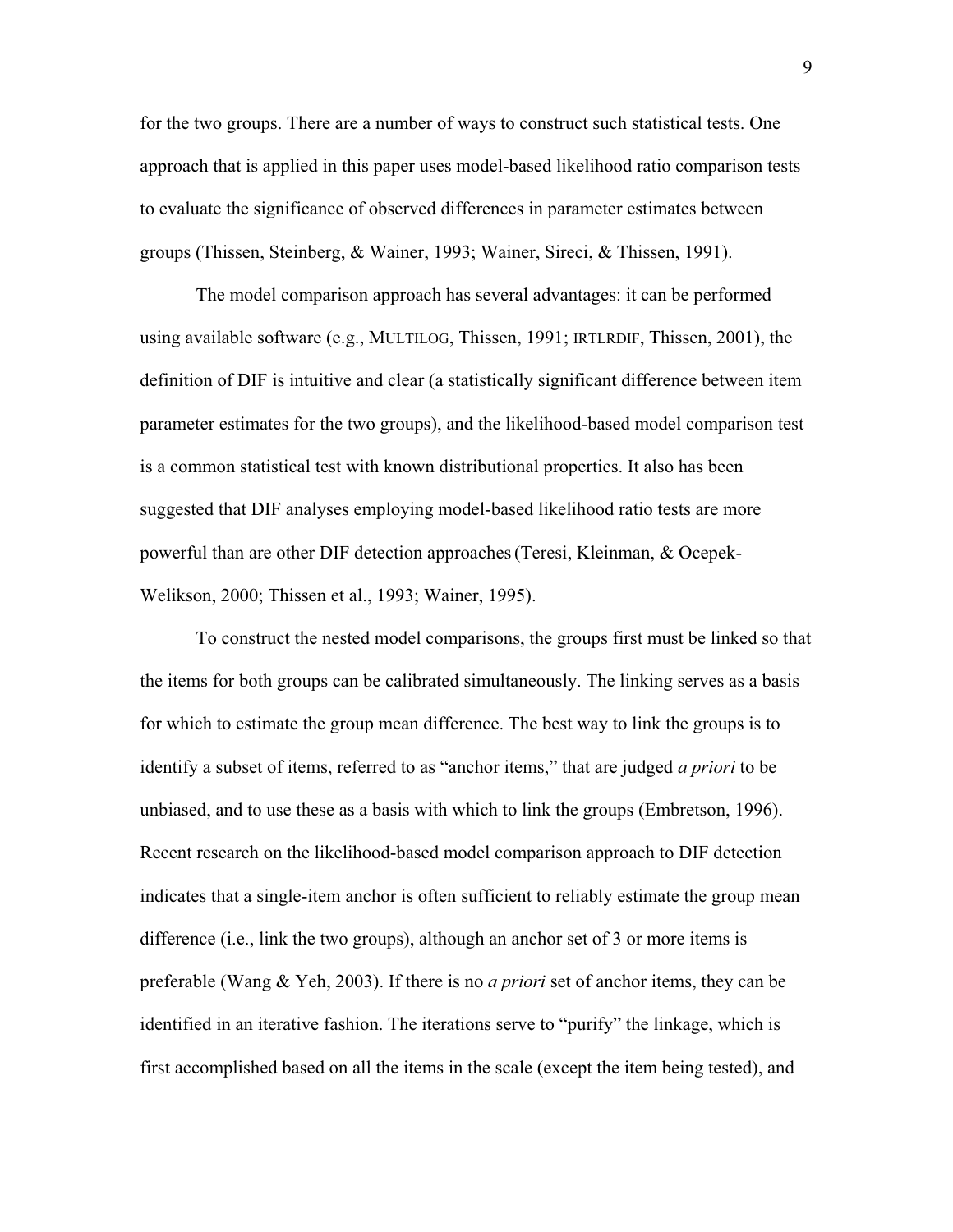for the two groups. There are a number of ways to construct such statistical tests. One approach that is applied in this paper uses model-based likelihood ratio comparison tests to evaluate the significance of observed differences in parameter estimates between groups (Thissen, Steinberg, & Wainer, 1993; Wainer, Sireci, & Thissen, 1991).

The model comparison approach has several advantages: it can be performed using available software (e.g., MULTILOG, Thissen, 1991; IRTLRDIF, Thissen, 2001), the definition of DIF is intuitive and clear (a statistically significant difference between item parameter estimates for the two groups), and the likelihood-based model comparison test is a common statistical test with known distributional properties. It also has been suggested that DIF analyses employing model-based likelihood ratio tests are more powerful than are other DIF detection approaches (Teresi, Kleinman, & Ocepek-Welikson, 2000; Thissen et al., 1993; Wainer, 1995).

To construct the nested model comparisons, the groups first must be linked so that the items for both groups can be calibrated simultaneously. The linking serves as a basis for which to estimate the group mean difference. The best way to link the groups is to identify a subset of items, referred to as "anchor items," that are judged *a priori* to be unbiased, and to use these as a basis with which to link the groups (Embretson, 1996). Recent research on the likelihood-based model comparison approach to DIF detection indicates that a single-item anchor is often sufficient to reliably estimate the group mean difference (i.e., link the two groups), although an anchor set of 3 or more items is preferable (Wang & Yeh, 2003). If there is no *a priori* set of anchor items, they can be identified in an iterative fashion. The iterations serve to "purify" the linkage, which is first accomplished based on all the items in the scale (except the item being tested), and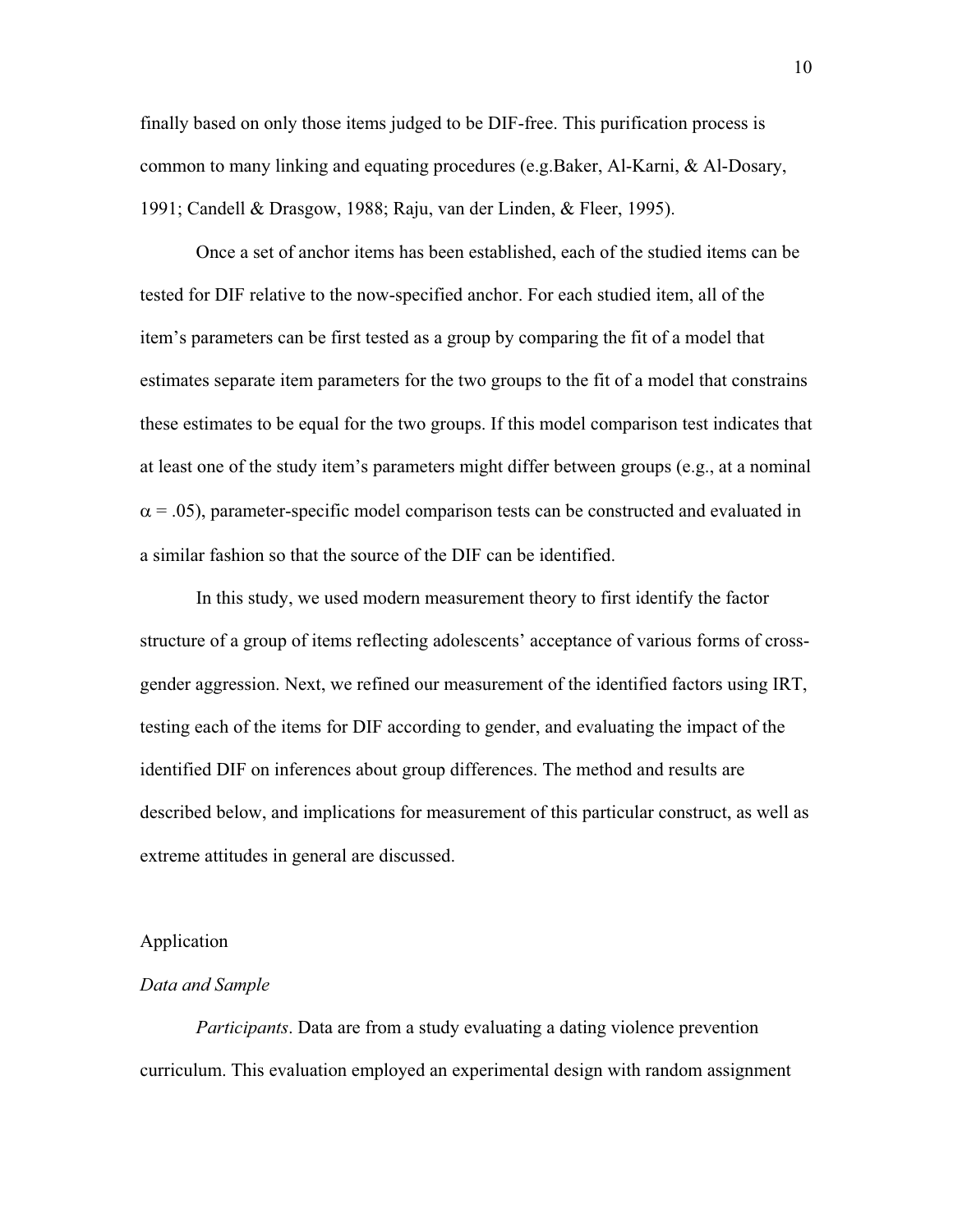finally based on only those items judged to be DIF-free. This purification process is common to many linking and equating procedures (e.g.Baker, Al-Karni, & Al-Dosary, 1991; Candell & Drasgow, 1988; Raju, van der Linden, & Fleer, 1995).

Once a set of anchor items has been established, each of the studied items can be tested for DIF relative to the now-specified anchor. For each studied item, all of the item's parameters can be first tested as a group by comparing the fit of a model that estimates separate item parameters for the two groups to the fit of a model that constrains these estimates to be equal for the two groups. If this model comparison test indicates that at least one of the study item's parameters might differ between groups (e.g., at a nominal $\alpha = .05$), parameter-specific model comparison tests can be constructed and evaluated in a similar fashion so that the source of the DIF can be identified.

In this study, we used modern measurement theory to first identify the factor structure of a group of items reflecting adolescents' acceptance of various forms of cross-gender aggression. Next, we refined our measurement of the identified factors using IRT, testing each of the items for DIF according to gender, and evaluating the impact of the identified DIF on inferences about group differences. The method and results are described below, and implications for measurement of this particular construct, as well as extreme attitudes in general are discussed.

## Application

### *Data and Sample*

*Participants*. Data are from a study evaluating a dating violence prevention curriculum. This evaluation employed an experimental design with random assignment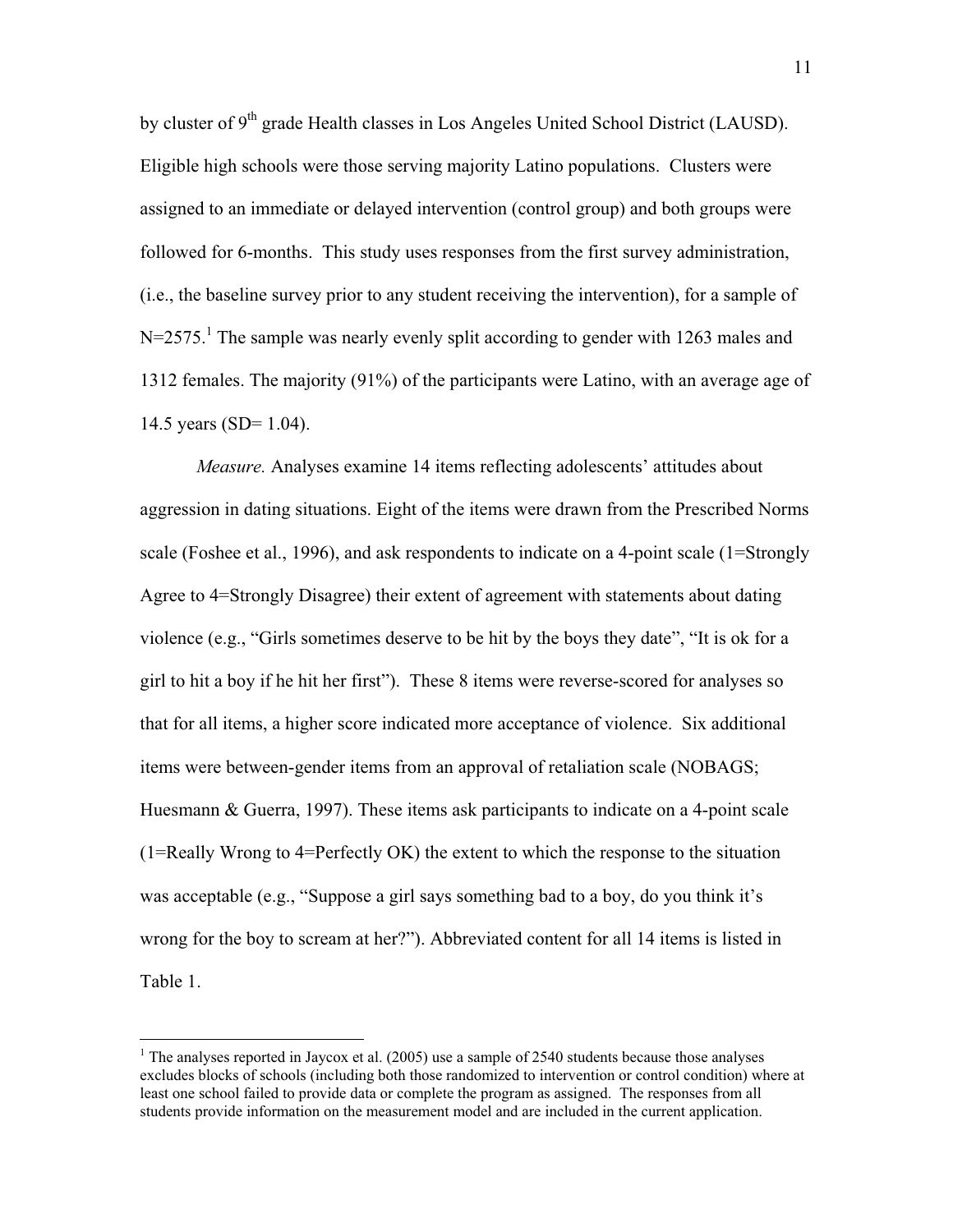by cluster of 9th grade Health classes in Los Angeles United School District (LAUSD). Eligible high schools were those serving majority Latino populations. Clusters were assigned to an immediate or delayed intervention (control group) and both groups were followed for 6-months. This study uses responses from the first survey administration, (i.e., the baseline survey prior to any student receiving the intervention), for a sample of N=2575.[1] The sample was nearly evenly split according to gender with 1263 males and 1312 females. The majority (91%) of the participants were Latino, with an average age of 14.5 years (SD= 1.04).

*Measure.* Analyses examine 14 items reflecting adolescents' attitudes about aggression in dating situations. Eight of the items were drawn from the Prescribed Norms scale (Foshee et al., 1996), and ask respondents to indicate on a 4-point scale (1=Strongly Agree to 4=Strongly Disagree) their extent of agreement with statements about dating violence (e.g., "Girls sometimes deserve to be hit by the boys they date", "It is ok for a girl to hit a boy if he hit her first"). These 8 items were reverse-scored for analyses so that for all items, a higher score indicated more acceptance of violence. Six additional items were between-gender items from an approval of retaliation scale (NOBAGS; Huesmann & Guerra, 1997). These items ask participants to indicate on a 4-point scale (1=Really Wrong to 4=Perfectly OK) the extent to which the response to the situation was acceptable (e.g., "Suppose a girl says something bad to a boy, do you think it's wrong for the boy to scream at her?"). Abbreviated content for all 14 items is listed in Table 1.

---

[1] The analyses reported in Jaycox et al. (2005) use a sample of 2540 students because those analyses excludes blocks of schools (including both those randomized to intervention or control condition) where at least one school failed to provide data or complete the program as assigned. The responses from all students provide information on the measurement model and are included in the current application.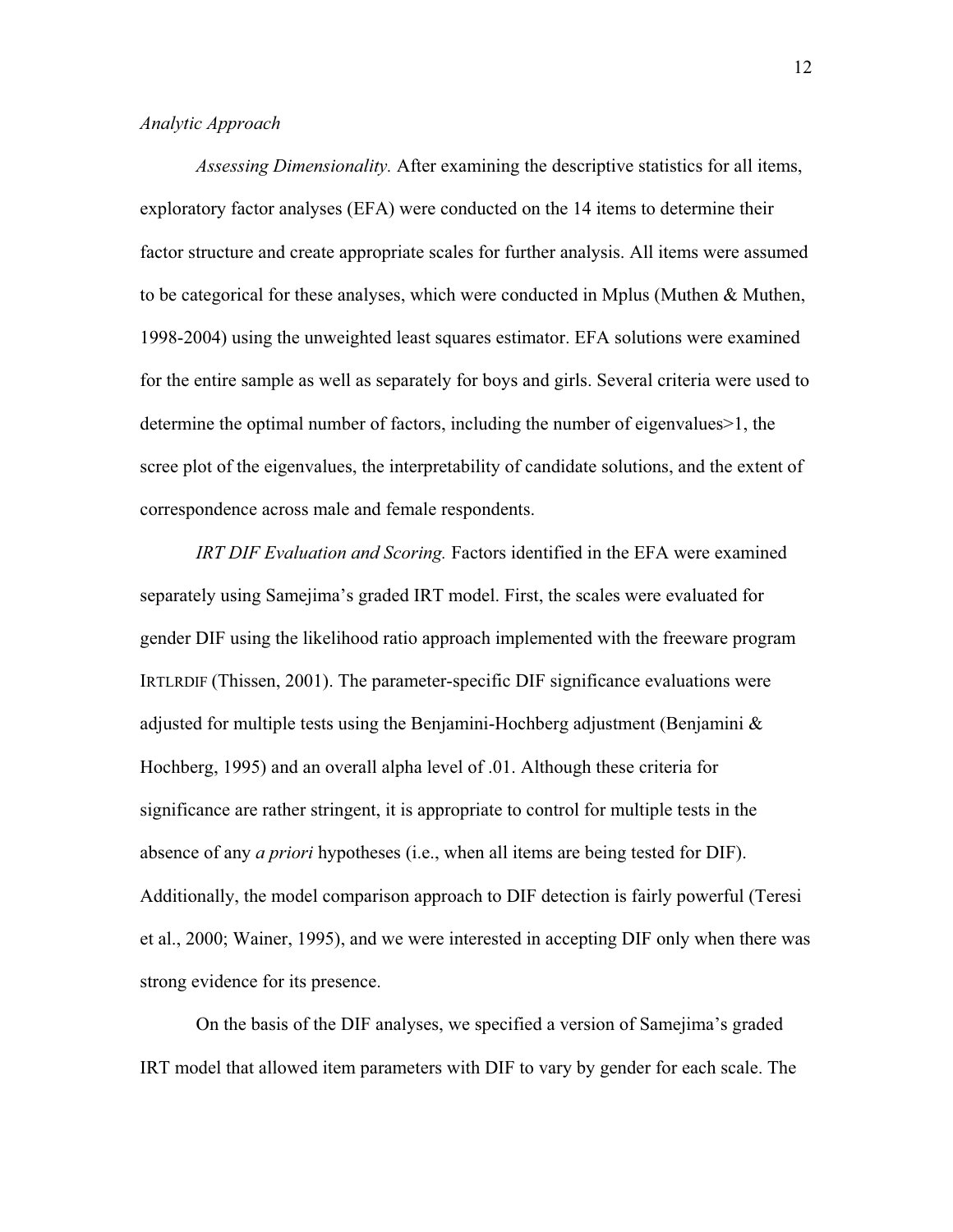*Analytic Approach*

*Assessing Dimensionality.* After examining the descriptive statistics for all items, exploratory factor analyses (EFA) were conducted on the 14 items to determine their factor structure and create appropriate scales for further analysis. All items were assumed to be categorical for these analyses, which were conducted in Mplus (Muthen & Muthen, 1998-2004) using the unweighted least squares estimator. EFA solutions were examined for the entire sample as well as separately for boys and girls. Several criteria were used to determine the optimal number of factors, including the number of eigenvalues>1, the scree plot of the eigenvalues, the interpretability of candidate solutions, and the extent of correspondence across male and female respondents.

*IRT DIF Evaluation and Scoring.* Factors identified in the EFA were examined separately using Samejima's graded IRT model. First, the scales were evaluated for gender DIF using the likelihood ratio approach implemented with the freeware program IRTLRDIF (Thissen, 2001). The parameter-specific DIF significance evaluations were adjusted for multiple tests using the Benjamini-Hochberg adjustment (Benjamini & Hochberg, 1995) and an overall alpha level of .01. Although these criteria for significance are rather stringent, it is appropriate to control for multiple tests in the absence of any *a priori* hypotheses (i.e., when all items are being tested for DIF). Additionally, the model comparison approach to DIF detection is fairly powerful (Teresi et al., 2000; Wainer, 1995), and we were interested in accepting DIF only when there was strong evidence for its presence.

On the basis of the DIF analyses, we specified a version of Samejima's graded IRT model that allowed item parameters with DIF to vary by gender for each scale. The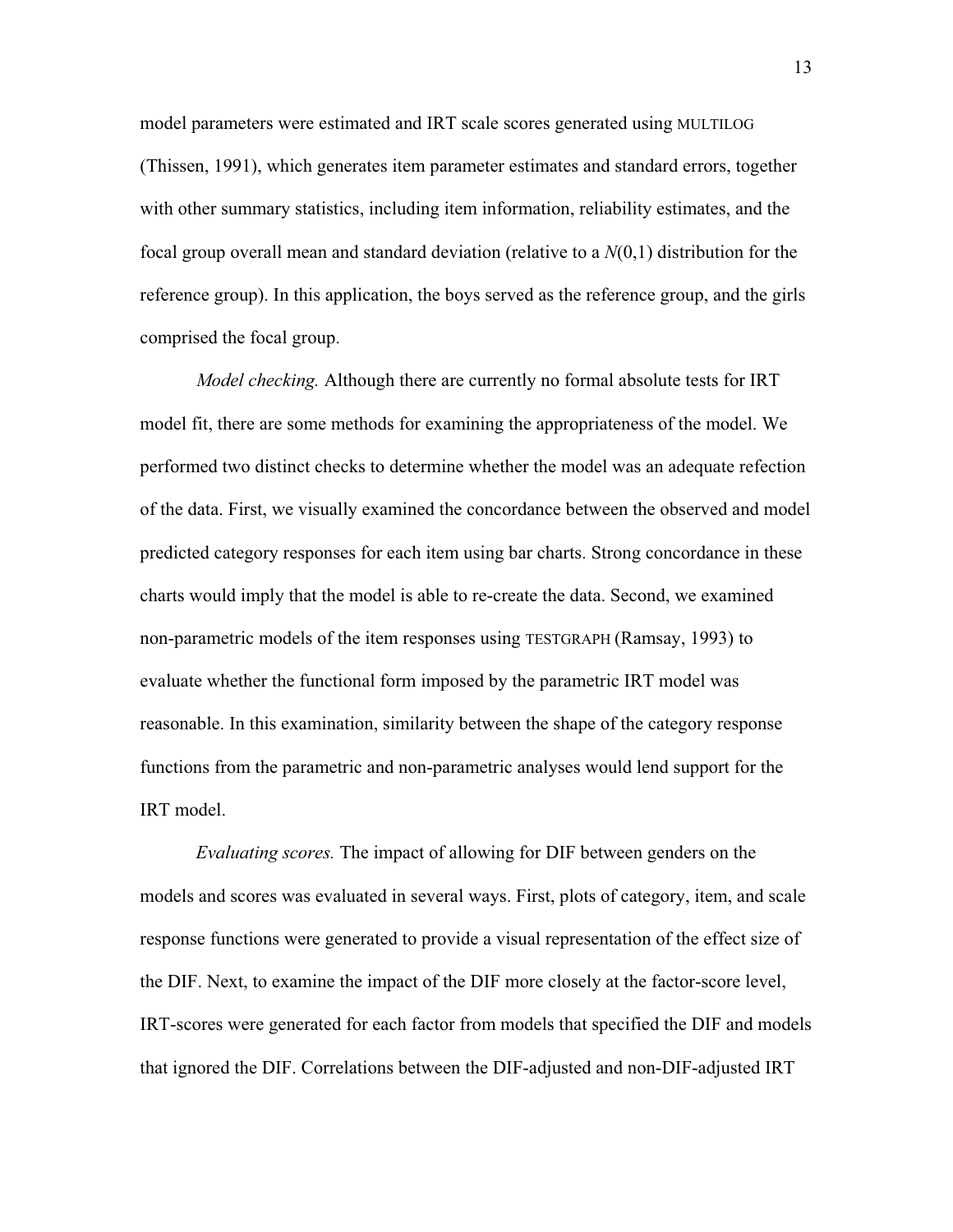model parameters were estimated and IRT scale scores generated using MULTILOG (Thissen, 1991), which generates item parameter estimates and standard errors, together with other summary statistics, including item information, reliability estimates, and the focal group overall mean and standard deviation (relative to a *N*(0,1) distribution for the reference group). In this application, the boys served as the reference group, and the girls comprised the focal group.

*Model checking.* Although there are currently no formal absolute tests for IRT model fit, there are some methods for examining the appropriateness of the model. We performed two distinct checks to determine whether the model was an adequate refection of the data. First, we visually examined the concordance between the observed and model predicted category responses for each item using bar charts. Strong concordance in these charts would imply that the model is able to re-create the data. Second, we examined non-parametric models of the item responses using TESTGRAPH (Ramsay, 1993) to evaluate whether the functional form imposed by the parametric IRT model was reasonable. In this examination, similarity between the shape of the category response functions from the parametric and non-parametric analyses would lend support for the IRT model.

*Evaluating scores.* The impact of allowing for DIF between genders on the models and scores was evaluated in several ways. First, plots of category, item, and scale response functions were generated to provide a visual representation of the effect size of the DIF. Next, to examine the impact of the DIF more closely at the factor-score level, IRT-scores were generated for each factor from models that specified the DIF and models that ignored the DIF. Correlations between the DIF-adjusted and non-DIF-adjusted IRT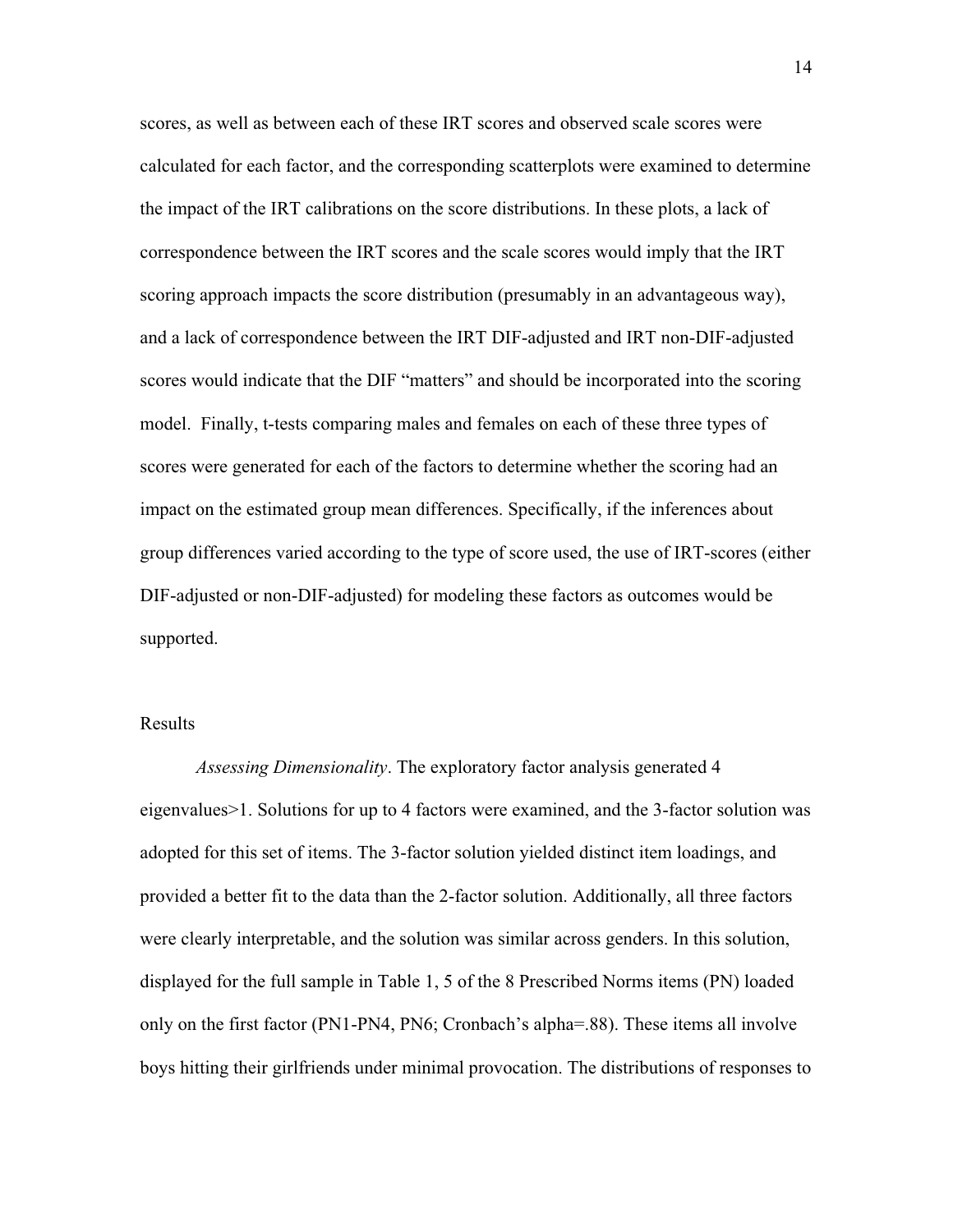scores, as well as between each of these IRT scores and observed scale scores were calculated for each factor, and the corresponding scatterplots were examined to determine the impact of the IRT calibrations on the score distributions. In these plots, a lack of correspondence between the IRT scores and the scale scores would imply that the IRT scoring approach impacts the score distribution (presumably in an advantageous way), and a lack of correspondence between the IRT DIF-adjusted and IRT non-DIF-adjusted scores would indicate that the DIF "matters" and should be incorporated into the scoring model. Finally, t-tests comparing males and females on each of these three types of scores were generated for each of the factors to determine whether the scoring had an impact on the estimated group mean differences. Specifically, if the inferences about group differences varied according to the type of score used, the use of IRT-scores (either DIF-adjusted or non-DIF-adjusted) for modeling these factors as outcomes would be supported.

## Results

*Assessing Dimensionality*. The exploratory factor analysis generated 4 eigenvalues>1. Solutions for up to 4 factors were examined, and the 3-factor solution was adopted for this set of items. The 3-factor solution yielded distinct item loadings, and provided a better fit to the data than the 2-factor solution. Additionally, all three factors were clearly interpretable, and the solution was similar across genders. In this solution, displayed for the full sample in Table 1, 5 of the 8 Prescribed Norms items (PN) loaded only on the first factor (PN1-PN4, PN6; Cronbach's alpha=.88). These items all involve boys hitting their girlfriends under minimal provocation. The distributions of responses to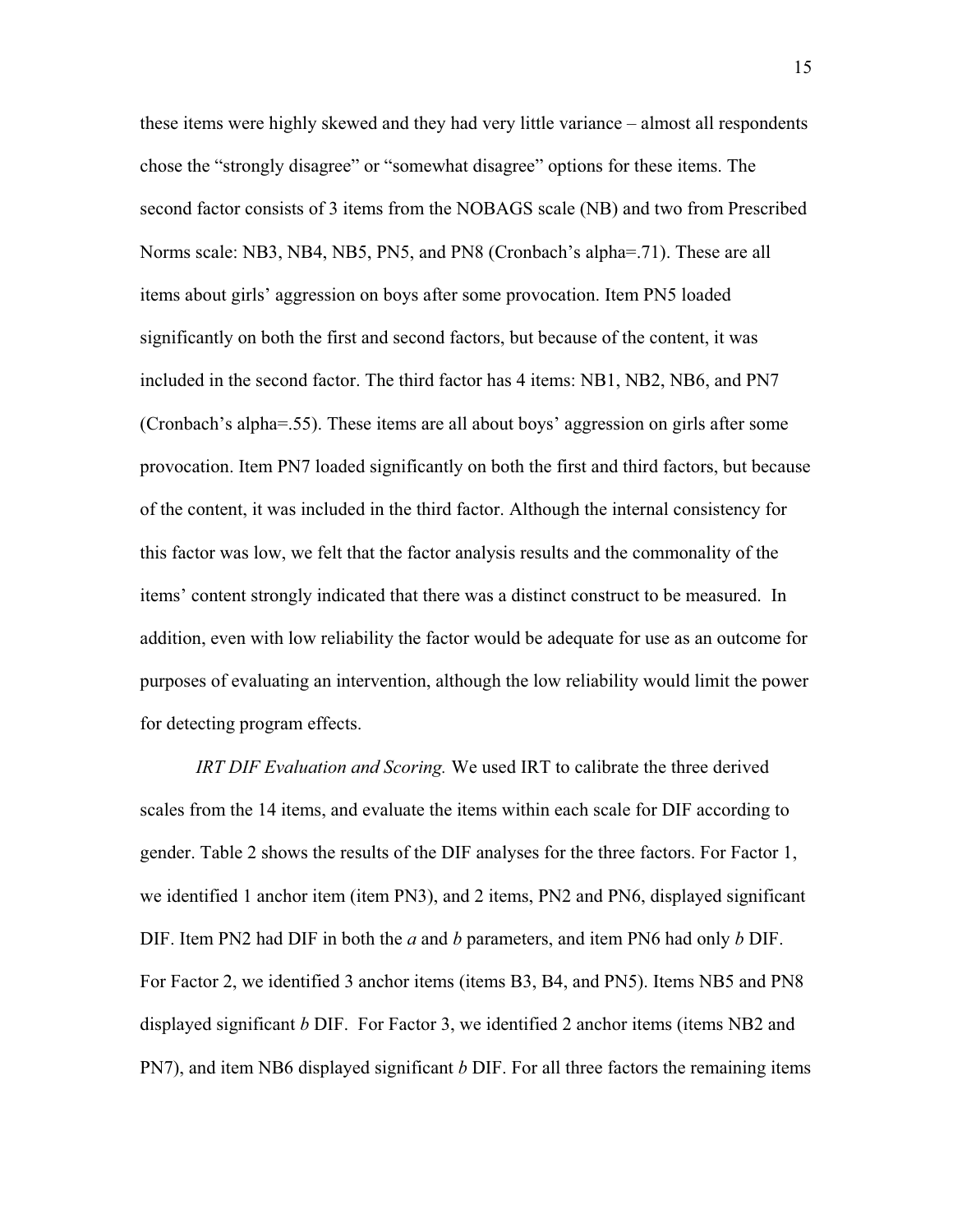these items were highly skewed and they had very little variance – almost all respondents chose the "strongly disagree" or "somewhat disagree" options for these items. The second factor consists of 3 items from the NOBAGS scale (NB) and two from Prescribed Norms scale: NB3, NB4, NB5, PN5, and PN8 (Cronbach's alpha=.71). These are all items about girls' aggression on boys after some provocation. Item PN5 loaded significantly on both the first and second factors, but because of the content, it was included in the second factor. The third factor has 4 items: NB1, NB2, NB6, and PN7 (Cronbach's alpha=.55). These items are all about boys' aggression on girls after some provocation. Item PN7 loaded significantly on both the first and third factors, but because of the content, it was included in the third factor. Although the internal consistency for this factor was low, we felt that the factor analysis results and the commonality of the items' content strongly indicated that there was a distinct construct to be measured. In addition, even with low reliability the factor would be adequate for use as an outcome for purposes of evaluating an intervention, although the low reliability would limit the power for detecting program effects.

*IRT DIF Evaluation and Scoring.* We used IRT to calibrate the three derived scales from the 14 items, and evaluate the items within each scale for DIF according to gender. Table 2 shows the results of the DIF analyses for the three factors. For Factor 1, we identified 1 anchor item (item PN3), and 2 items, PN2 and PN6, displayed significant DIF. Item PN2 had DIF in both the *a* and *b* parameters, and item PN6 had only *b* DIF. For Factor 2, we identified 3 anchor items (items B3, B4, and PN5). Items NB5 and PN8 displayed significant *b* DIF. For Factor 3, we identified 2 anchor items (items NB2 and PN7), and item NB6 displayed significant *b* DIF. For all three factors the remaining items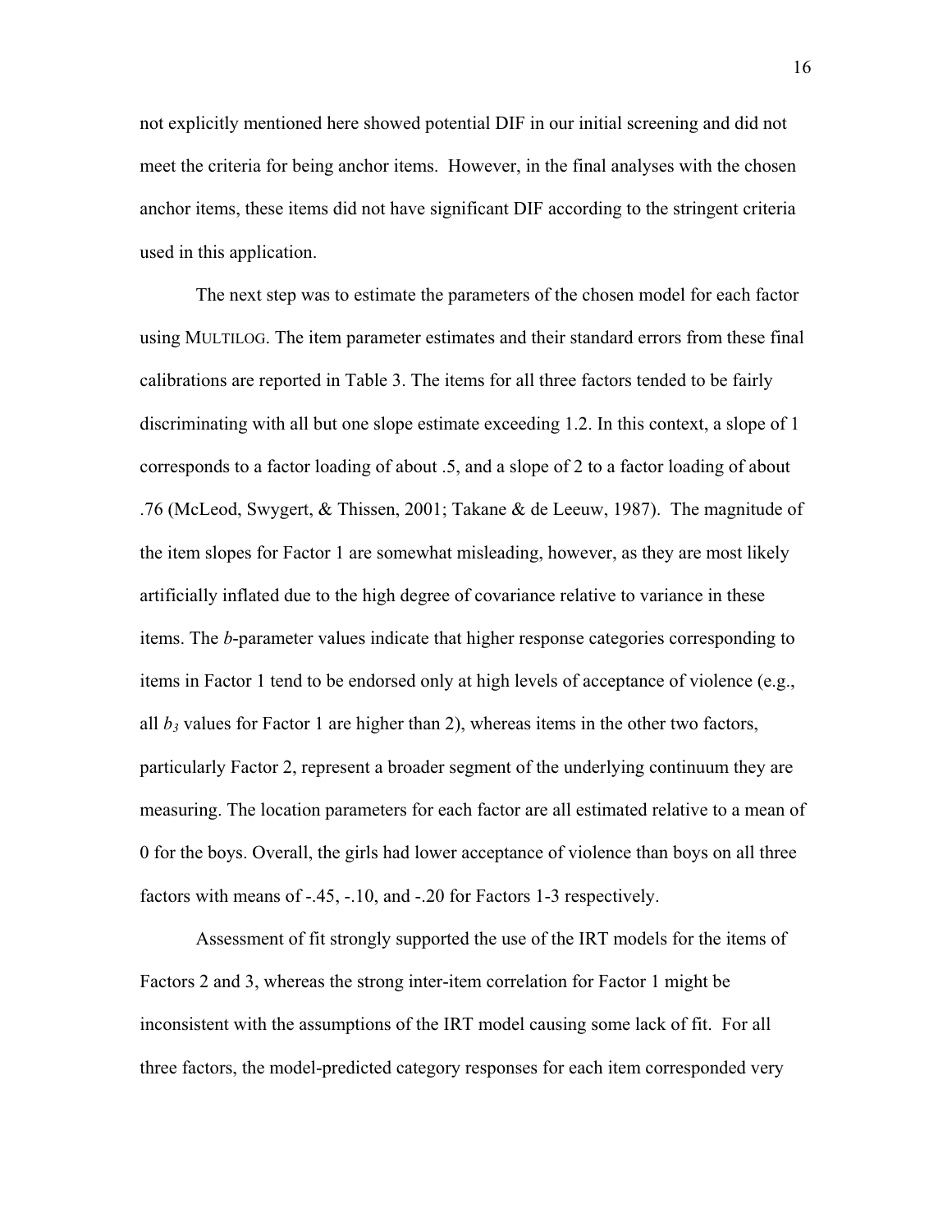not explicitly mentioned here showed potential DIF in our initial screening and did not meet the criteria for being anchor items. However, in the final analyses with the chosen anchor items, these items did not have significant DIF according to the stringent criteria used in this application.

The next step was to estimate the parameters of the chosen model for each factor using MULTILOG. The item parameter estimates and their standard errors from these final calibrations are reported in Table 3. The items for all three factors tended to be fairly discriminating with all but one slope estimate exceeding 1.2. In this context, a slope of 1 corresponds to a factor loading of about .5, and a slope of 2 to a factor loading of about .76 (McLeod, Swygert, & Thissen, 2001; Takane & de Leeuw, 1987). The magnitude of the item slopes for Factor 1 are somewhat misleading, however, as they are most likely artificially inflated due to the high degree of covariance relative to variance in these items. The *b*-parameter values indicate that higher response categories corresponding to items in Factor 1 tend to be endorsed only at high levels of acceptance of violence (e.g., all $b_3$ values for Factor 1 are higher than 2), whereas items in the other two factors, particularly Factor 2, represent a broader segment of the underlying continuum they are measuring. The location parameters for each factor are all estimated relative to a mean of 0 for the boys. Overall, the girls had lower acceptance of violence than boys on all three factors with means of -.45, -.10, and -.20 for Factors 1-3 respectively.

Assessment of fit strongly supported the use of the IRT models for the items of Factors 2 and 3, whereas the strong inter-item correlation for Factor 1 might be inconsistent with the assumptions of the IRT model causing some lack of fit. For all three factors, the model-predicted category responses for each item corresponded very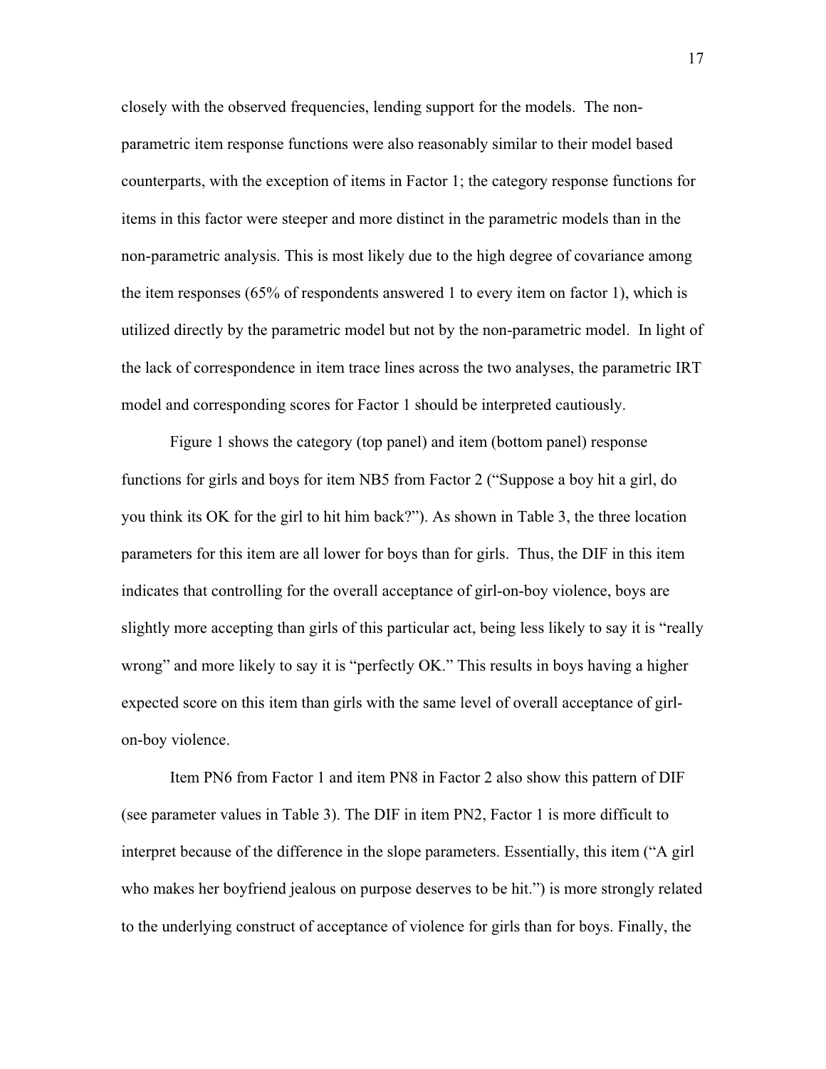closely with the observed frequencies, lending support for the models. The non-parametric item response functions were also reasonably similar to their model based counterparts, with the exception of items in Factor 1; the category response functions for items in this factor were steeper and more distinct in the parametric models than in the non-parametric analysis. This is most likely due to the high degree of covariance among the item responses (65% of respondents answered 1 to every item on factor 1), which is utilized directly by the parametric model but not by the non-parametric model. In light of the lack of correspondence in item trace lines across the two analyses, the parametric IRT model and corresponding scores for Factor 1 should be interpreted cautiously.

Figure 1 shows the category (top panel) and item (bottom panel) response functions for girls and boys for item NB5 from Factor 2 ("Suppose a boy hit a girl, do you think its OK for the girl to hit him back?"). As shown in Table 3, the three location parameters for this item are all lower for boys than for girls. Thus, the DIF in this item indicates that controlling for the overall acceptance of girl-on-boy violence, boys are slightly more accepting than girls of this particular act, being less likely to say it is "really wrong" and more likely to say it is "perfectly OK." This results in boys having a higher expected score on this item than girls with the same level of overall acceptance of girl-on-boy violence.

Item PN6 from Factor 1 and item PN8 in Factor 2 also show this pattern of DIF (see parameter values in Table 3). The DIF in item PN2, Factor 1 is more difficult to interpret because of the difference in the slope parameters. Essentially, this item ("A girl who makes her boyfriend jealous on purpose deserves to be hit.") is more strongly related to the underlying construct of acceptance of violence for girls than for boys. Finally, the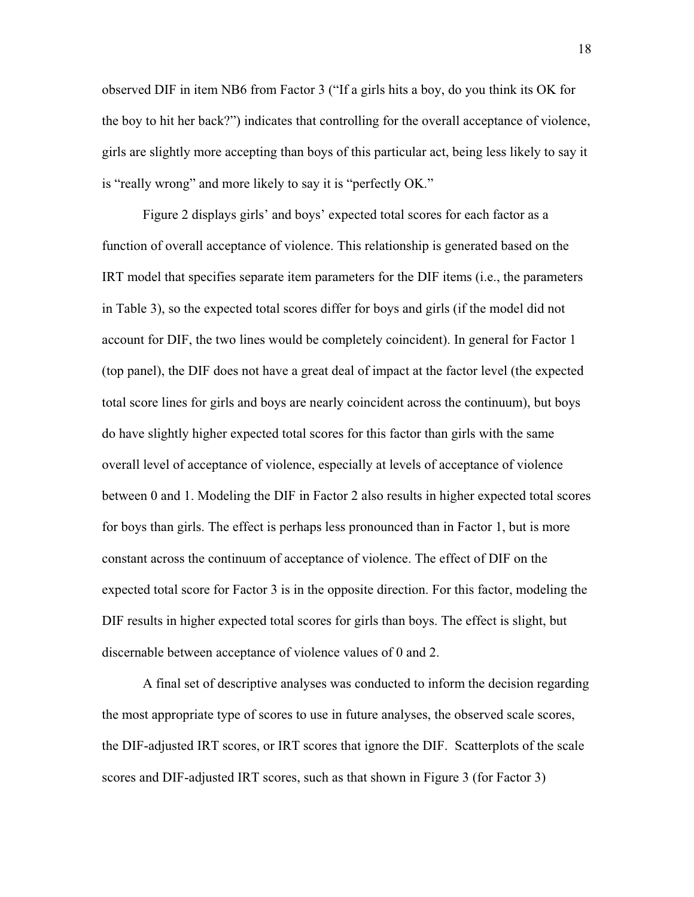observed DIF in item NB6 from Factor 3 ("If a girls hits a boy, do you think its OK for the boy to hit her back?") indicates that controlling for the overall acceptance of violence, girls are slightly more accepting than boys of this particular act, being less likely to say it is "really wrong" and more likely to say it is "perfectly OK."

Figure 2 displays girls' and boys' expected total scores for each factor as a function of overall acceptance of violence. This relationship is generated based on the IRT model that specifies separate item parameters for the DIF items (i.e., the parameters in Table 3), so the expected total scores differ for boys and girls (if the model did not account for DIF, the two lines would be completely coincident). In general for Factor 1 (top panel), the DIF does not have a great deal of impact at the factor level (the expected total score lines for girls and boys are nearly coincident across the continuum), but boys do have slightly higher expected total scores for this factor than girls with the same overall level of acceptance of violence, especially at levels of acceptance of violence between 0 and 1. Modeling the DIF in Factor 2 also results in higher expected total scores for boys than girls. The effect is perhaps less pronounced than in Factor 1, but is more constant across the continuum of acceptance of violence. The effect of DIF on the expected total score for Factor 3 is in the opposite direction. For this factor, modeling the DIF results in higher expected total scores for girls than boys. The effect is slight, but discernable between acceptance of violence values of 0 and 2.

A final set of descriptive analyses was conducted to inform the decision regarding the most appropriate type of scores to use in future analyses, the observed scale scores, the DIF-adjusted IRT scores, or IRT scores that ignore the DIF. Scatterplots of the scale scores and DIF-adjusted IRT scores, such as that shown in Figure 3 (for Factor 3)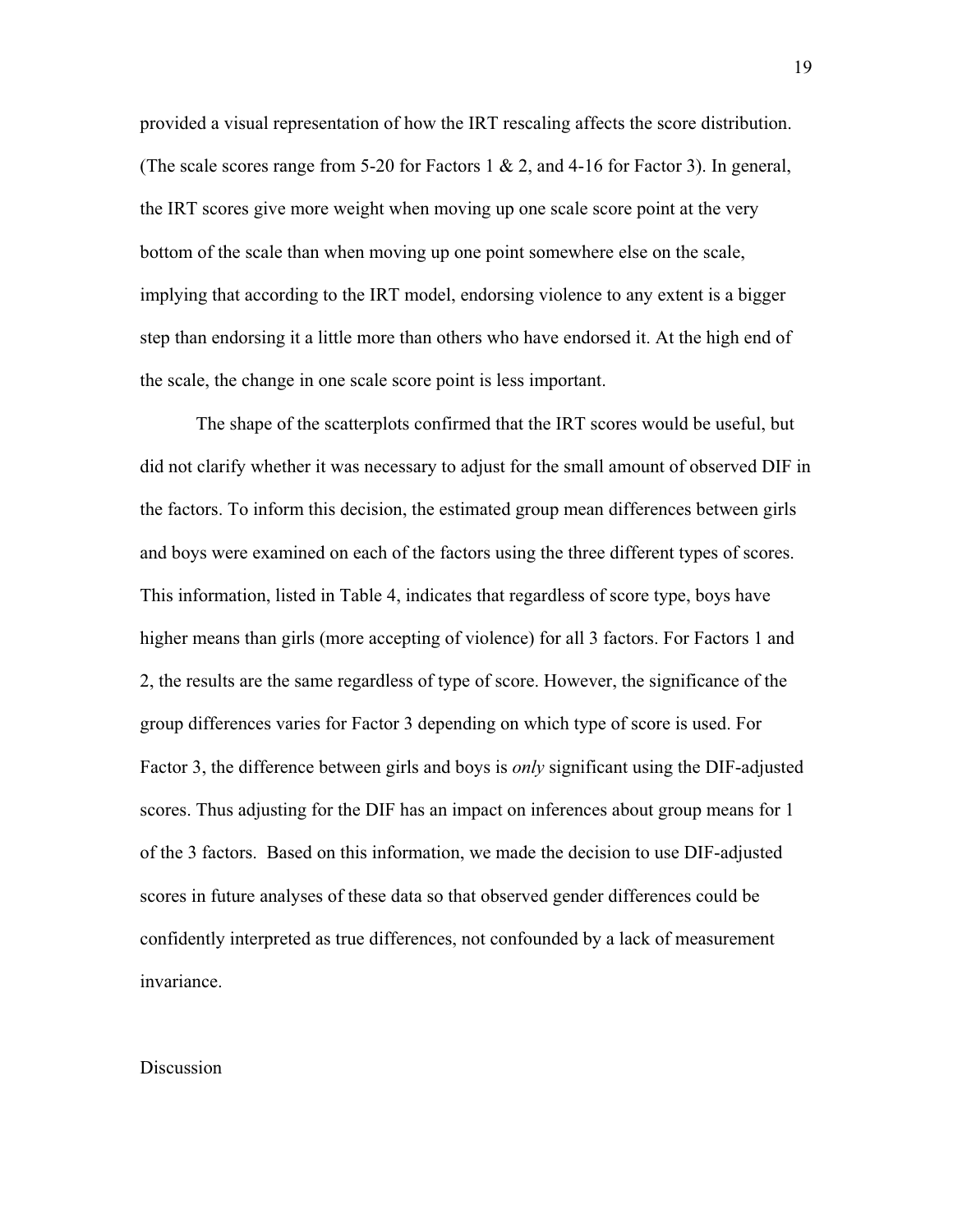provided a visual representation of how the IRT rescaling affects the score distribution. (The scale scores range from 5-20 for Factors 1 & 2, and 4-16 for Factor 3). In general, the IRT scores give more weight when moving up one scale score point at the very bottom of the scale than when moving up one point somewhere else on the scale, implying that according to the IRT model, endorsing violence to any extent is a bigger step than endorsing it a little more than others who have endorsed it. At the high end of the scale, the change in one scale score point is less important.

The shape of the scatterplots confirmed that the IRT scores would be useful, but did not clarify whether it was necessary to adjust for the small amount of observed DIF in the factors. To inform this decision, the estimated group mean differences between girls and boys were examined on each of the factors using the three different types of scores. This information, listed in Table 4, indicates that regardless of score type, boys have higher means than girls (more accepting of violence) for all 3 factors. For Factors 1 and 2, the results are the same regardless of type of score. However, the significance of the group differences varies for Factor 3 depending on which type of score is used. For Factor 3, the difference between girls and boys is *only* significant using the DIF-adjusted scores. Thus adjusting for the DIF has an impact on inferences about group means for 1 of the 3 factors. Based on this information, we made the decision to use DIF-adjusted scores in future analyses of these data so that observed gender differences could be confidently interpreted as true differences, not confounded by a lack of measurement invariance.

## Discussion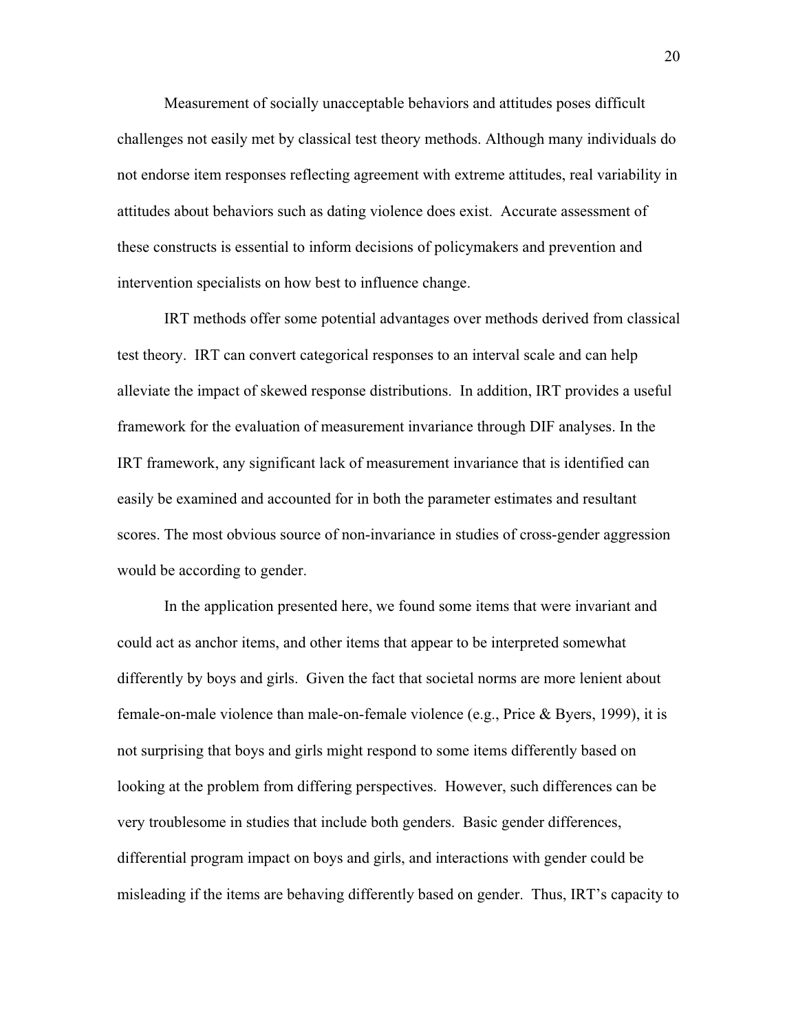Measurement of socially unacceptable behaviors and attitudes poses difficult challenges not easily met by classical test theory methods. Although many individuals do not endorse item responses reflecting agreement with extreme attitudes, real variability in attitudes about behaviors such as dating violence does exist. Accurate assessment of these constructs is essential to inform decisions of policymakers and prevention and intervention specialists on how best to influence change.

IRT methods offer some potential advantages over methods derived from classical test theory. IRT can convert categorical responses to an interval scale and can help alleviate the impact of skewed response distributions. In addition, IRT provides a useful framework for the evaluation of measurement invariance through DIF analyses. In the IRT framework, any significant lack of measurement invariance that is identified can easily be examined and accounted for in both the parameter estimates and resultant scores. The most obvious source of non-invariance in studies of cross-gender aggression would be according to gender.

In the application presented here, we found some items that were invariant and could act as anchor items, and other items that appear to be interpreted somewhat differently by boys and girls. Given the fact that societal norms are more lenient about female-on-male violence than male-on-female violence (e.g., Price & Byers, 1999), it is not surprising that boys and girls might respond to some items differently based on looking at the problem from differing perspectives. However, such differences can be very troublesome in studies that include both genders. Basic gender differences, differential program impact on boys and girls, and interactions with gender could be misleading if the items are behaving differently based on gender. Thus, IRT's capacity to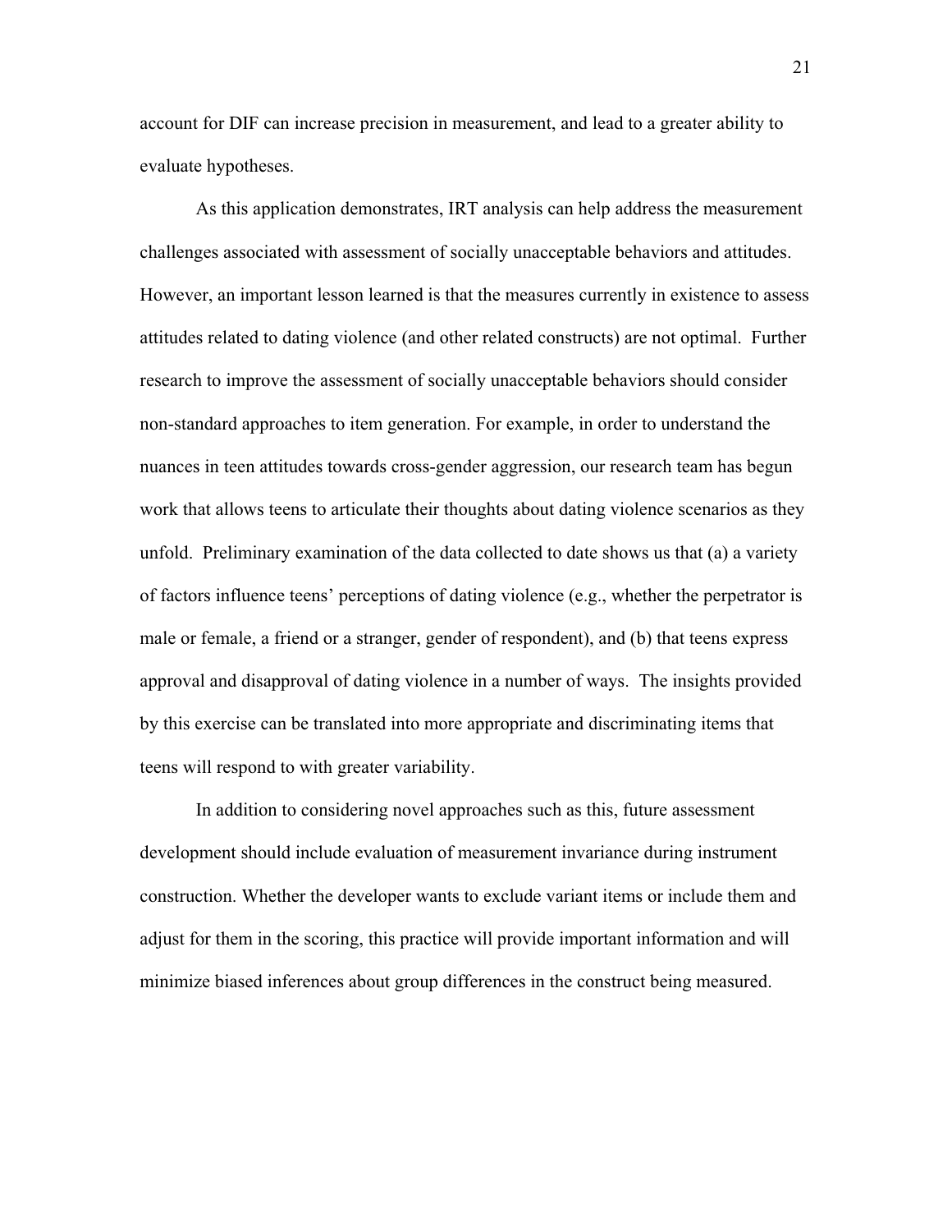account for DIF can increase precision in measurement, and lead to a greater ability to evaluate hypotheses.

As this application demonstrates, IRT analysis can help address the measurement challenges associated with assessment of socially unacceptable behaviors and attitudes. However, an important lesson learned is that the measures currently in existence to assess attitudes related to dating violence (and other related constructs) are not optimal. Further research to improve the assessment of socially unacceptable behaviors should consider non-standard approaches to item generation. For example, in order to understand the nuances in teen attitudes towards cross-gender aggression, our research team has begun work that allows teens to articulate their thoughts about dating violence scenarios as they unfold. Preliminary examination of the data collected to date shows us that (a) a variety of factors influence teens' perceptions of dating violence (e.g., whether the perpetrator is male or female, a friend or a stranger, gender of respondent), and (b) that teens express approval and disapproval of dating violence in a number of ways. The insights provided by this exercise can be translated into more appropriate and discriminating items that teens will respond to with greater variability.

In addition to considering novel approaches such as this, future assessment development should include evaluation of measurement invariance during instrument construction. Whether the developer wants to exclude variant items or include them and adjust for them in the scoring, this practice will provide important information and will minimize biased inferences about group differences in the construct being measured.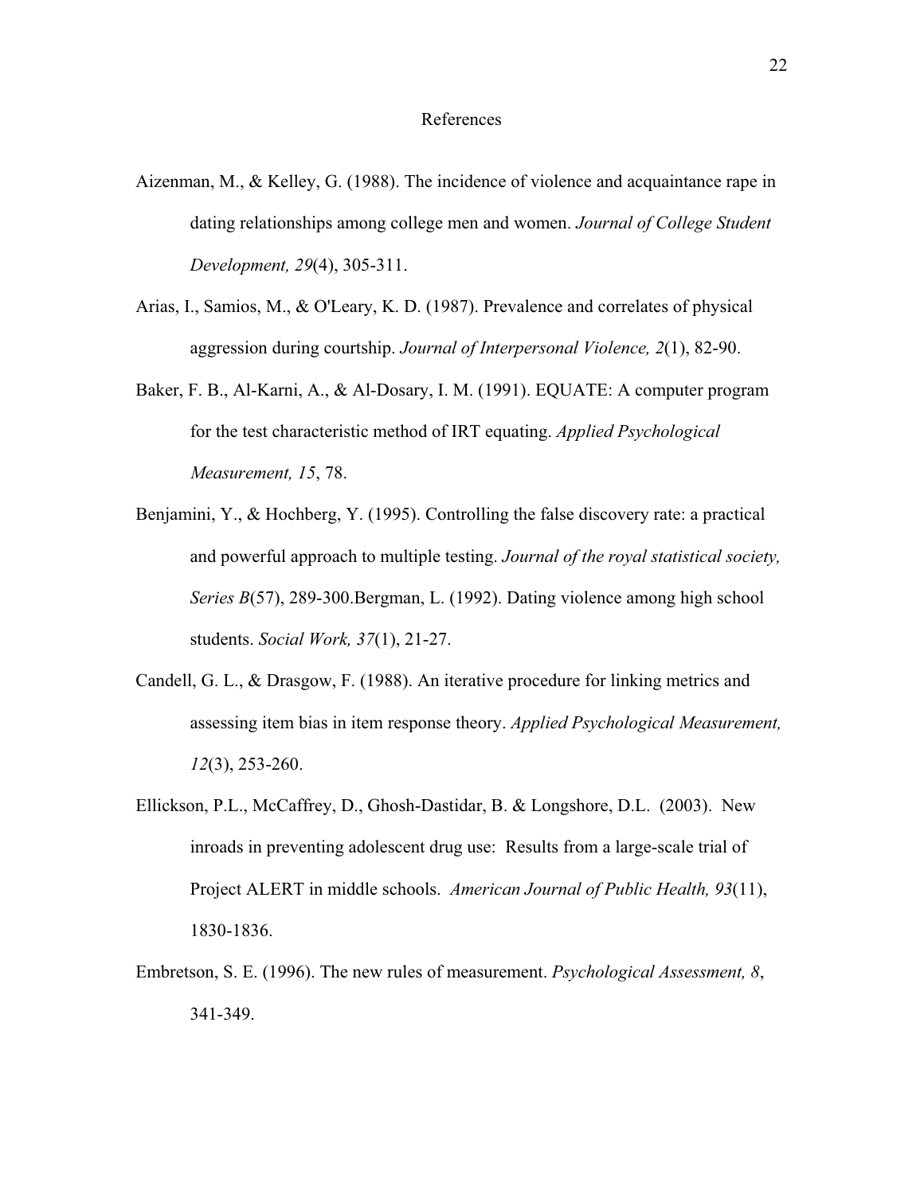# References

Aizenman, M., & Kelley, G. (1988). The incidence of violence and acquaintance rape in dating relationships among college men and women. *Journal of College Student Development, 29*(4), 305-311.

Arias, I., Samios, M., & O'Leary, K. D. (1987). Prevalence and correlates of physical aggression during courtship. *Journal of Interpersonal Violence, 2*(1), 82-90.

Baker, F. B., Al-Karni, A., & Al-Dosary, I. M. (1991). EQUATE: A computer program for the test characteristic method of IRT equating. *Applied Psychological Measurement, 15*, 78.

Benjamini, Y., & Hochberg, Y. (1995). Controlling the false discovery rate: a practical and powerful approach to multiple testing. *Journal of the royal statistical society, Series B*(57), 289-300.Bergman, L. (1992). Dating violence among high school students. *Social Work, 37*(1), 21-27.

Candell, G. L., & Drasgow, F. (1988). An iterative procedure for linking metrics and assessing item bias in item response theory. *Applied Psychological Measurement, 12*(3), 253-260.

Ellickson, P.L., McCaffrey, D., Ghosh-Dastidar, B. & Longshore, D.L. (2003). New inroads in preventing adolescent drug use: Results from a large-scale trial of Project ALERT in middle schools. *American Journal of Public Health, 93*(11), 1830-1836.

Embretson, S. E. (1996). The new rules of measurement. *Psychological Assessment, 8*, 341-349.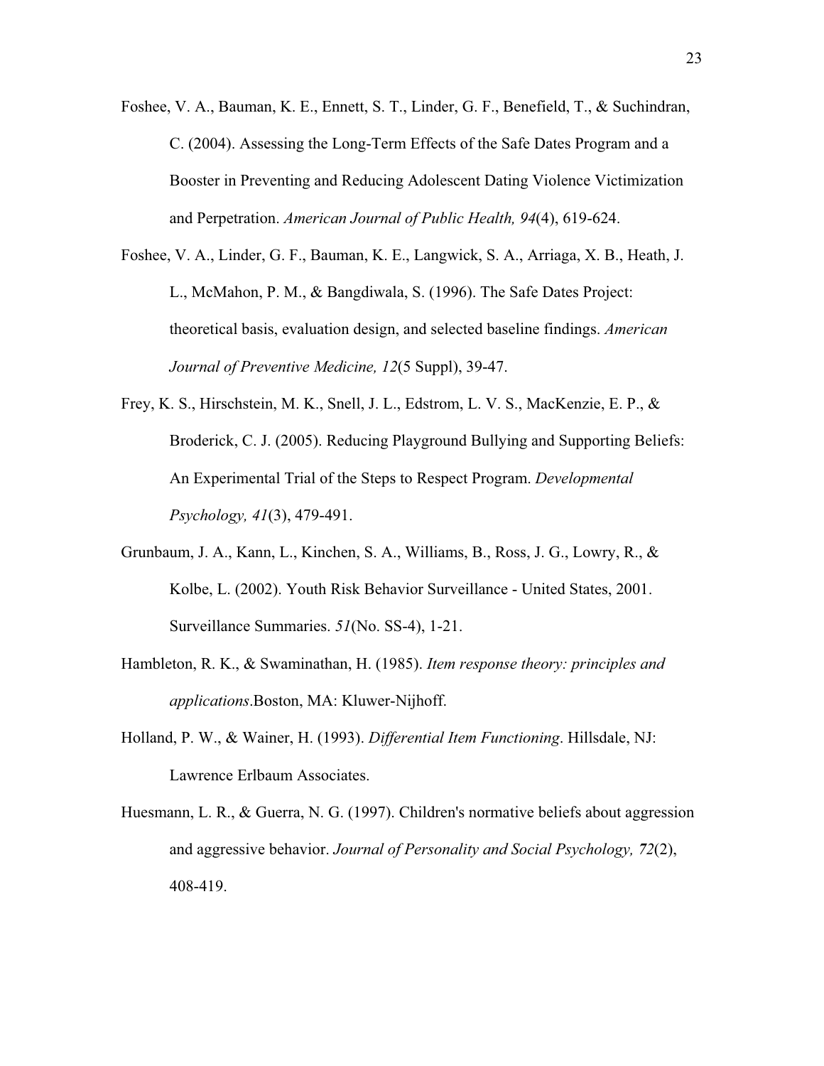Foshee, V. A., Bauman, K. E., Ennett, S. T., Linder, G. F., Benefield, T., & Suchindran, C. (2004). Assessing the Long-Term Effects of the Safe Dates Program and a Booster in Preventing and Reducing Adolescent Dating Violence Victimization and Perpetration. *American Journal of Public Health, 94*(4), 619-624.

Foshee, V. A., Linder, G. F., Bauman, K. E., Langwick, S. A., Arriaga, X. B., Heath, J. L., McMahon, P. M., & Bangdiwala, S. (1996). The Safe Dates Project: theoretical basis, evaluation design, and selected baseline findings. *American Journal of Preventive Medicine, 12*(5 Suppl), 39-47.

Frey, K. S., Hirschstein, M. K., Snell, J. L., Edstrom, L. V. S., MacKenzie, E. P., & Broderick, C. J. (2005). Reducing Playground Bullying and Supporting Beliefs: An Experimental Trial of the Steps to Respect Program. *Developmental Psychology, 41*(3), 479-491.

Grunbaum, J. A., Kann, L., Kinchen, S. A., Williams, B., Ross, J. G., Lowry, R., & Kolbe, L. (2002). Youth Risk Behavior Surveillance - United States, 2001. Surveillance Summaries. *51*(No. SS-4), 1-21.

Hambleton, R. K., & Swaminathan, H. (1985). *Item response theory: principles and applications*.Boston, MA: Kluwer-Nijhoff.

Holland, P. W., & Wainer, H. (1993). *Differential Item Functioning*. Hillsdale, NJ: Lawrence Erlbaum Associates.

Huesmann, L. R., & Guerra, N. G. (1997). Children's normative beliefs about aggression and aggressive behavior. *Journal of Personality and Social Psychology, 72*(2), 408-419.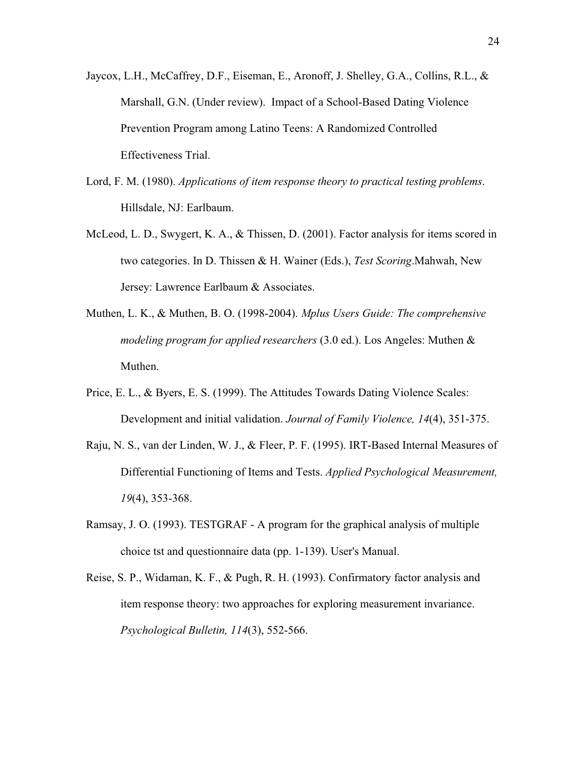Jaycox, L.H., McCaffrey, D.F., Eiseman, E., Aronoff, J. Shelley, G.A., Collins, R.L., & Marshall, G.N. (Under review). Impact of a School-Based Dating Violence Prevention Program among Latino Teens: A Randomized Controlled Effectiveness Trial.

Lord, F. M. (1980). *Applications of item response theory to practical testing problems*. Hillsdale, NJ: Earlbaum.

McLeod, L. D., Swygert, K. A., & Thissen, D. (2001). Factor analysis for items scored in two categories. In D. Thissen & H. Wainer (Eds.), *Test Scoring*.Mahwah, New Jersey: Lawrence Earlbaum & Associates.

Muthen, L. K., & Muthen, B. O. (1998-2004). *Mplus Users Guide: The comprehensive modeling program for applied researchers* (3.0 ed.). Los Angeles: Muthen & Muthen.

Price, E. L., & Byers, E. S. (1999). The Attitudes Towards Dating Violence Scales: Development and initial validation. *Journal of Family Violence, 14*(4), 351-375.

Raju, N. S., van der Linden, W. J., & Fleer, P. F. (1995). IRT-Based Internal Measures of Differential Functioning of Items and Tests. *Applied Psychological Measurement, 19*(4), 353-368.

Ramsay, J. O. (1993). TESTGRAF - A program for the graphical analysis of multiple choice tst and questionnaire data (pp. 1-139). User's Manual.

Reise, S. P., Widaman, K. F., & Pugh, R. H. (1993). Confirmatory factor analysis and item response theory: two approaches for exploring measurement invariance. *Psychological Bulletin, 114*(3), 552-566.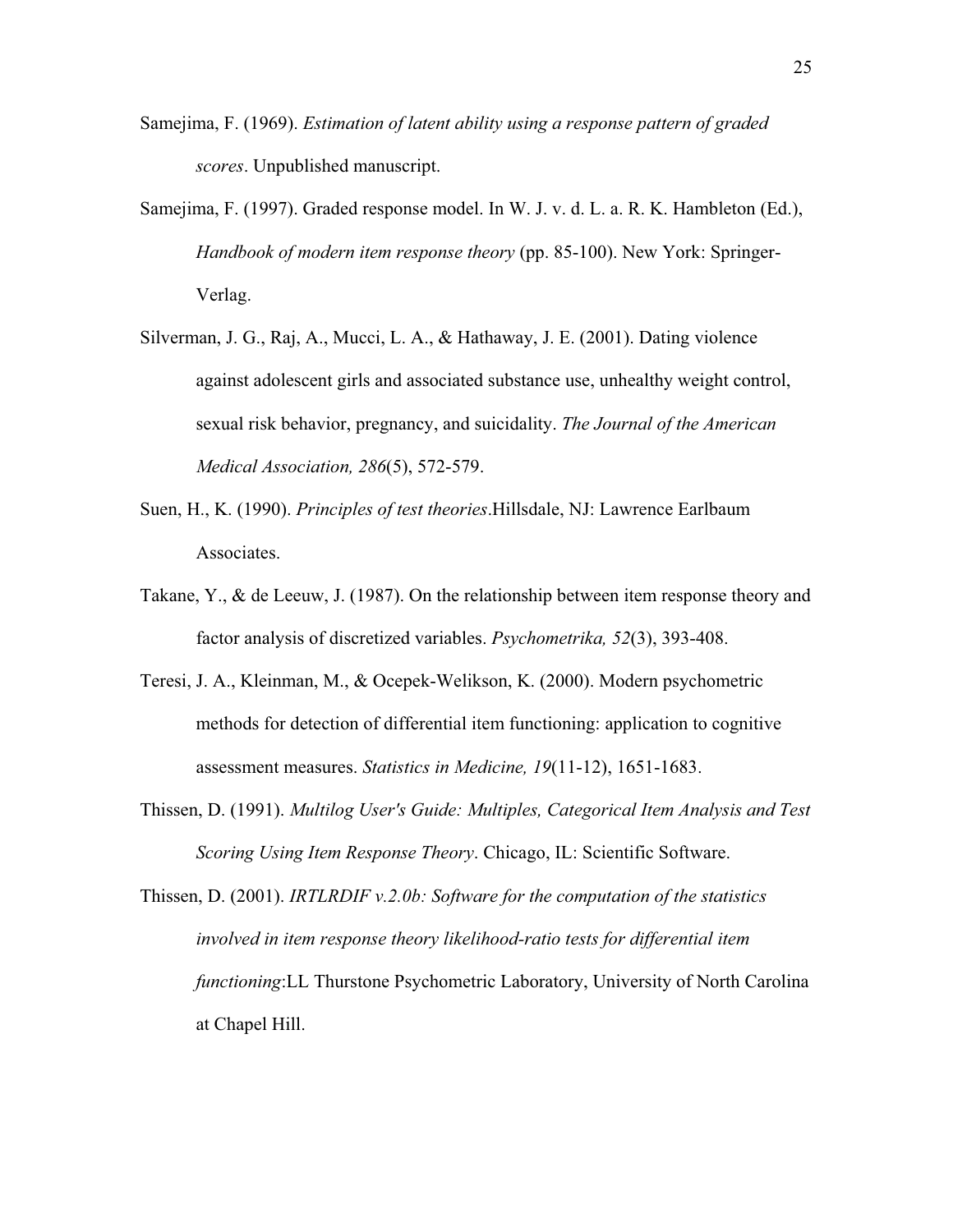Samejima, F. (1969). *Estimation of latent ability using a response pattern of graded scores*. Unpublished manuscript.

Samejima, F. (1997). Graded response model. In W. J. v. d. L. a. R. K. Hambleton (Ed.), *Handbook of modern item response theory* (pp. 85-100). New York: Springer-Verlag.

Silverman, J. G., Raj, A., Mucci, L. A., & Hathaway, J. E. (2001). Dating violence against adolescent girls and associated substance use, unhealthy weight control, sexual risk behavior, pregnancy, and suicidality. *The Journal of the American Medical Association, 286*(5), 572-579.

Suen, H., K. (1990). *Principles of test theories*.Hillsdale, NJ: Lawrence Earlbaum Associates.

Takane, Y., & de Leeuw, J. (1987). On the relationship between item response theory and factor analysis of discretized variables. *Psychometrika, 52*(3), 393-408.

Teresi, J. A., Kleinman, M., & Ocepek-Welikson, K. (2000). Modern psychometric methods for detection of differential item functioning: application to cognitive assessment measures. *Statistics in Medicine, 19*(11-12), 1651-1683.

Thissen, D. (1991). *Multilog User's Guide: Multiples, Categorical Item Analysis and Test Scoring Using Item Response Theory*. Chicago, IL: Scientific Software.

Thissen, D. (2001). *IRTLRDIF v.2.0b: Software for the computation of the statistics involved in item response theory likelihood-ratio tests for differential item functioning*:LL Thurstone Psychometric Laboratory, University of North Carolina at Chapel Hill.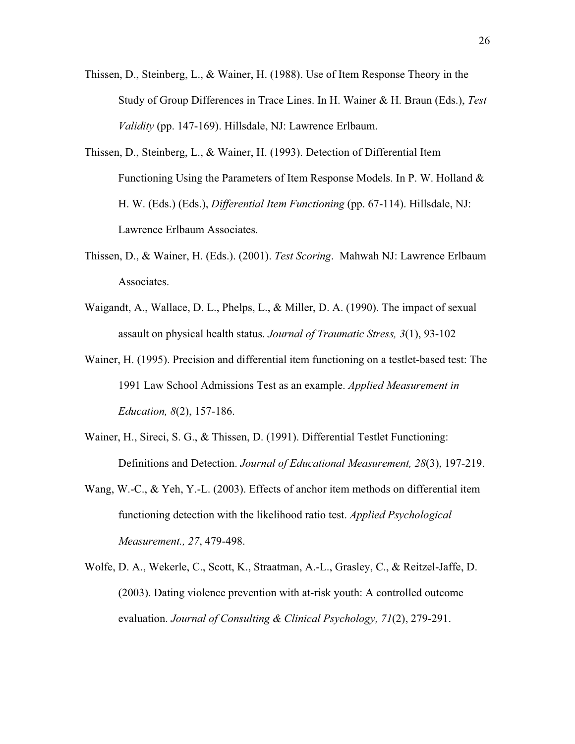Thissen, D., Steinberg, L., & Wainer, H. (1988). Use of Item Response Theory in the Study of Group Differences in Trace Lines. In H. Wainer & H. Braun (Eds.), *Test Validity* (pp. 147-169). Hillsdale, NJ: Lawrence Erlbaum.

Thissen, D., Steinberg, L., & Wainer, H. (1993). Detection of Differential Item Functioning Using the Parameters of Item Response Models. In P. W. Holland & H. W. (Eds.) (Eds.), *Differential Item Functioning* (pp. 67-114). Hillsdale, NJ: Lawrence Erlbaum Associates.

Thissen, D., & Wainer, H. (Eds.). (2001). *Test Scoring*. Mahwah NJ: Lawrence Erlbaum Associates.

Waigandt, A., Wallace, D. L., Phelps, L., & Miller, D. A. (1990). The impact of sexual assault on physical health status. *Journal of Traumatic Stress, 3*(1), 93-102

Wainer, H. (1995). Precision and differential item functioning on a testlet-based test: The 1991 Law School Admissions Test as an example. *Applied Measurement in Education, 8*(2), 157-186.

Wainer, H., Sireci, S. G., & Thissen, D. (1991). Differential Testlet Functioning: Definitions and Detection. *Journal of Educational Measurement, 28*(3), 197-219.

Wang, W.-C., & Yeh, Y.-L. (2003). Effects of anchor item methods on differential item functioning detection with the likelihood ratio test. *Applied Psychological Measurement., 27*, 479-498.

Wolfe, D. A., Wekerle, C., Scott, K., Straatman, A.-L., Grasley, C., & Reitzel-Jaffe, D. (2003). Dating violence prevention with at-risk youth: A controlled outcome evaluation. *Journal of Consulting & Clinical Psychology, 71*(2), 279-291.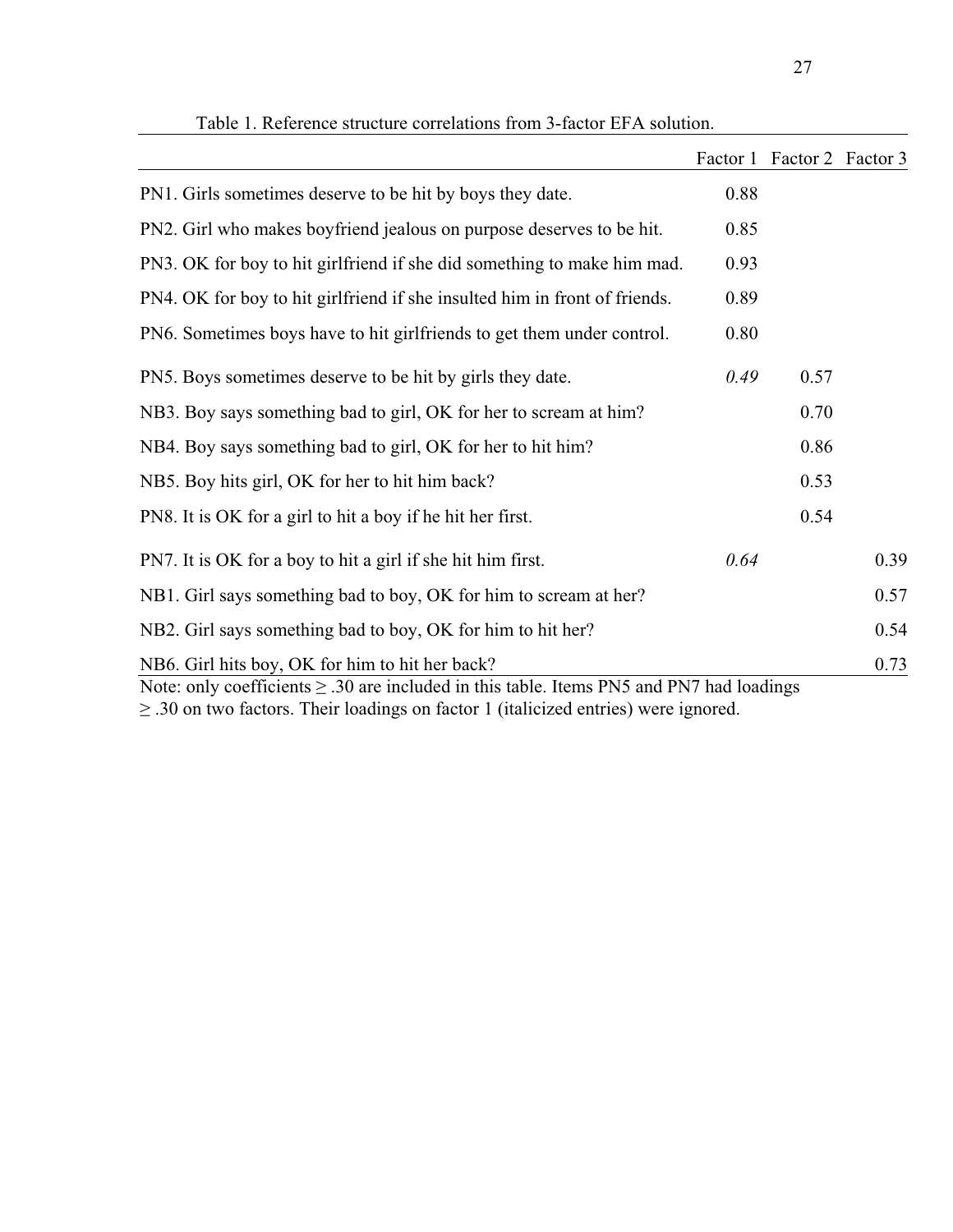Table 1. Reference structure correlations from 3-factor EFA solution.

| | Factor 1 | Factor 2 | Factor 3 |
|---|---|---|---|
| PN1. Girls sometimes deserve to be hit by boys they date. | 0.88 | | |
| PN2. Girl who makes boyfriend jealous on purpose deserves to be hit. | 0.85 | | |
| PN3. OK for boy to hit girlfriend if she did something to make him mad. | 0.93 | | |
| PN4. OK for boy to hit girlfriend if she insulted him in front of friends. | 0.89 | | |
| PN6. Sometimes boys have to hit girlfriends to get them under control. | 0.80 | | |
| PN5. Boys sometimes deserve to be hit by girls they date. | *0.49* | 0.57 | |
| NB3. Boy says something bad to girl, OK for her to scream at him? | | 0.70 | |
| NB4. Boy says something bad to girl, OK for her to hit him? | | 0.86 | |
| NB5. Boy hits girl, OK for her to hit him back? | | 0.53 | |
| PN8. It is OK for a girl to hit a boy if he hit her first. | | 0.54 | |
| PN7. It is OK for a boy to hit a girl if she hit him first. | *0.64* | | 0.39 |
| NB1. Girl says something bad to boy, OK for him to scream at her? | | | 0.57 |
| NB2. Girl says something bad to boy, OK for him to hit her? | | | 0.54 |
| NB6. Girl hits boy, OK for him to hit her back? | | | 0.73 |

Note: only coefficients ≥ .30 are included in this table. Items PN5 and PN7 had loadings ≥ .30 on two factors. Their loadings on factor 1 (italicized entries) were ignored.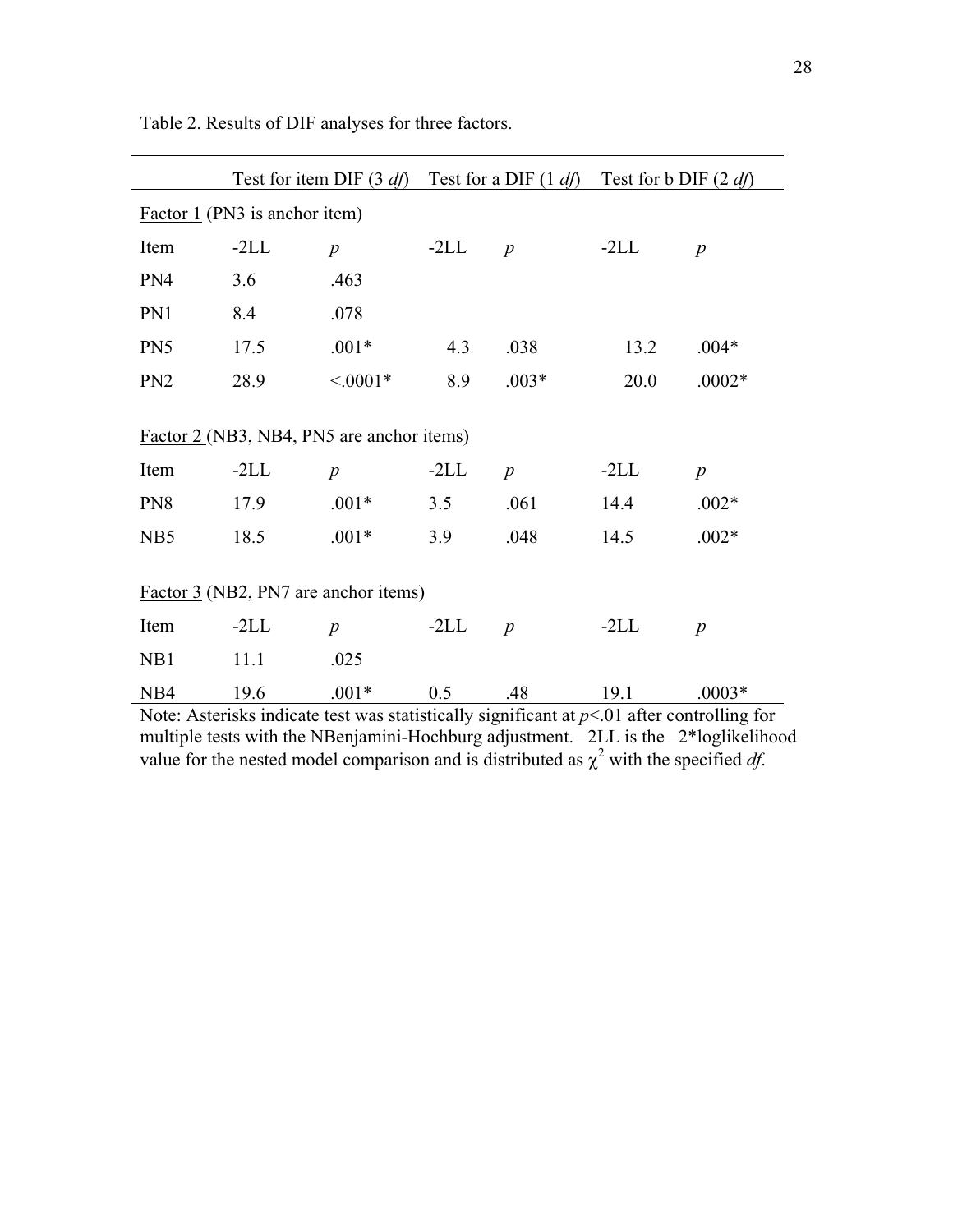Table 2. Results of DIF analyses for three factors.

| | Test for item DIF (3 *df*) | | Test for a DIF (1 *df*) | | Test for b DIF (2 *df*) | |
|---|---|---|---|---|---|---|
| <u>Factor 1</u> (PN3 is anchor item) | | | | | | |
| Item | -2LL | *p* | -2LL | *p* | -2LL | *p* |
| PN4 | 3.6 | .463 | | | | |
| PN1 | 8.4 | .078 | | | | |
| PN5 | 17.5 | .001* | 4.3 | .038 | 13.2 | .004* |
| PN2 | 28.9 | <.0001* | 8.9 | .003* | 20.0 | .0002* |
| <u>Factor 2</u> (NB3, NB4, PN5 are anchor items) | | | | | | |
| Item | -2LL | *p* | -2LL | *p* | -2LL | *p* |
| PN8 | 17.9 | .001* | 3.5 | .061 | 14.4 | .002* |
| NB5 | 18.5 | .001* | 3.9 | .048 | 14.5 | .002* |
| <u>Factor 3</u> (NB2, PN7 are anchor items) | | | | | | |
| Item | -2LL | *p* | -2LL | *p* | -2LL | *p* |
| NB1 | 11.1 | .025 | | | | |
| NB4 | 19.6 | .001* | 0.5 | .48 | 19.1 | .0003* |

Note: Asterisks indicate test was statistically significant at $p<.01$ after controlling for multiple tests with the NBenjamini-Hochburg adjustment. –2LL is the –2*loglikelihood value for the nested model comparison and is distributed as $\chi^2$ with the specified *df*.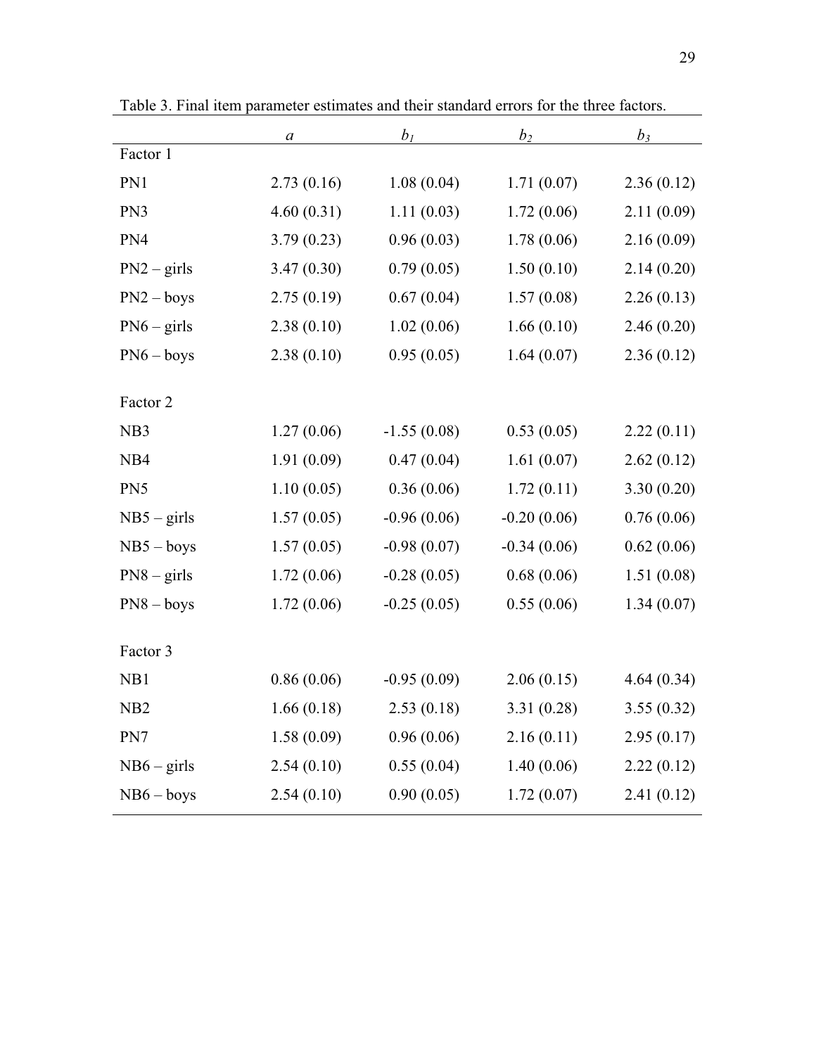Table 3. Final item parameter estimates and their standard errors for the three factors.

| | *a* | $b_1$ | $b_2$ | $b_3$ |
|---|---|---|---|---|
| Factor 1 | | | | |
| PN1 | 2.73 (0.16) | 1.08 (0.04) | 1.71 (0.07) | 2.36 (0.12) |
| PN3 | 4.60 (0.31) | 1.11 (0.03) | 1.72 (0.06) | 2.11 (0.09) |
| PN4 | 3.79 (0.23) | 0.96 (0.03) | 1.78 (0.06) | 2.16 (0.09) |
| PN2 – girls | 3.47 (0.30) | 0.79 (0.05) | 1.50 (0.10) | 2.14 (0.20) |
| PN2 – boys | 2.75 (0.19) | 0.67 (0.04) | 1.57 (0.08) | 2.26 (0.13) |
| PN6 – girls | 2.38 (0.10) | 1.02 (0.06) | 1.66 (0.10) | 2.46 (0.20) |
| PN6 – boys | 2.38 (0.10) | 0.95 (0.05) | 1.64 (0.07) | 2.36 (0.12) |
| Factor 2 | | | | |
| NB3 | 1.27 (0.06) | -1.55 (0.08) | 0.53 (0.05) | 2.22 (0.11) |
| NB4 | 1.91 (0.09) | 0.47 (0.04) | 1.61 (0.07) | 2.62 (0.12) |
| PN5 | 1.10 (0.05) | 0.36 (0.06) | 1.72 (0.11) | 3.30 (0.20) |
| NB5 – girls | 1.57 (0.05) | -0.96 (0.06) | -0.20 (0.06) | 0.76 (0.06) |
| NB5 – boys | 1.57 (0.05) | -0.98 (0.07) | -0.34 (0.06) | 0.62 (0.06) |
| PN8 – girls | 1.72 (0.06) | -0.28 (0.05) | 0.68 (0.06) | 1.51 (0.08) |
| PN8 – boys | 1.72 (0.06) | -0.25 (0.05) | 0.55 (0.06) | 1.34 (0.07) |
| Factor 3 | | | | |
| NB1 | 0.86 (0.06) | -0.95 (0.09) | 2.06 (0.15) | 4.64 (0.34) |
| NB2 | 1.66 (0.18) | 2.53 (0.18) | 3.31 (0.28) | 3.55 (0.32) |
| PN7 | 1.58 (0.09) | 0.96 (0.06) | 2.16 (0.11) | 2.95 (0.17) |
| NB6 – girls | 2.54 (0.10) | 0.55 (0.04) | 1.40 (0.06) | 2.22 (0.12) |
| NB6 – boys | 2.54 (0.10) | 0.90 (0.05) | 1.72 (0.07) | 2.41 (0.12) |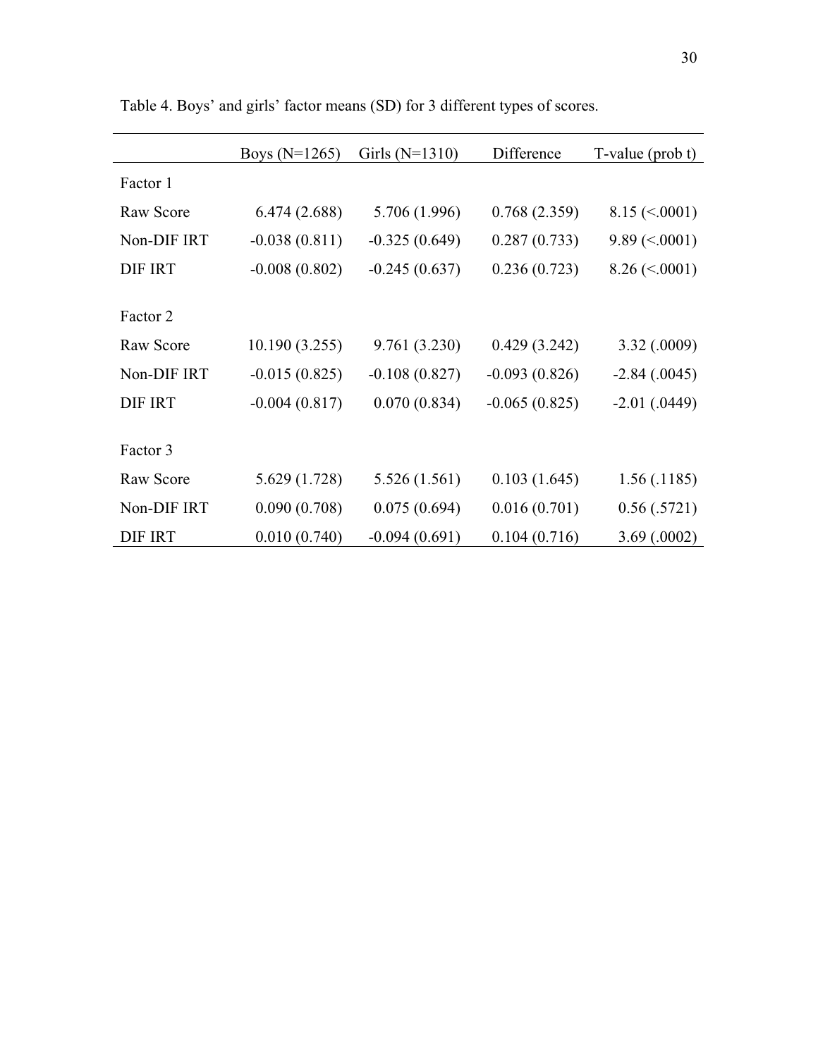Table 4. Boys' and girls' factor means (SD) for 3 different types of scores.

| | Boys (N=1265) | Girls (N=1310) | Difference | T-value (prob t) |
|---|---|---|---|---|
| Factor 1 | | | | |
| Raw Score | 6.474 (2.688) | 5.706 (1.996) | 0.768 (2.359) | 8.15 (<.0001) |
| Non-DIF IRT | -0.038 (0.811) | -0.325 (0.649) | 0.287 (0.733) | 9.89 (<.0001) |
| DIF IRT | -0.008 (0.802) | -0.245 (0.637) | 0.236 (0.723) | 8.26 (<.0001) |
| Factor 2 | | | | |
| Raw Score | 10.190 (3.255) | 9.761 (3.230) | 0.429 (3.242) | 3.32 (.0009) |
| Non-DIF IRT | -0.015 (0.825) | -0.108 (0.827) | -0.093 (0.826) | -2.84 (.0045) |
| DIF IRT | -0.004 (0.817) | 0.070 (0.834) | -0.065 (0.825) | -2.01 (.0449) |
| Factor 3 | | | | |
| Raw Score | 5.629 (1.728) | 5.526 (1.561) | 0.103 (1.645) | 1.56 (.1185) |
| Non-DIF IRT | 0.090 (0.708) | 0.075 (0.694) | 0.016 (0.701) | 0.56 (.5721) |
| DIF IRT | 0.010 (0.740) | -0.094 (0.691) | 0.104 (0.716) | 3.69 (.0002) |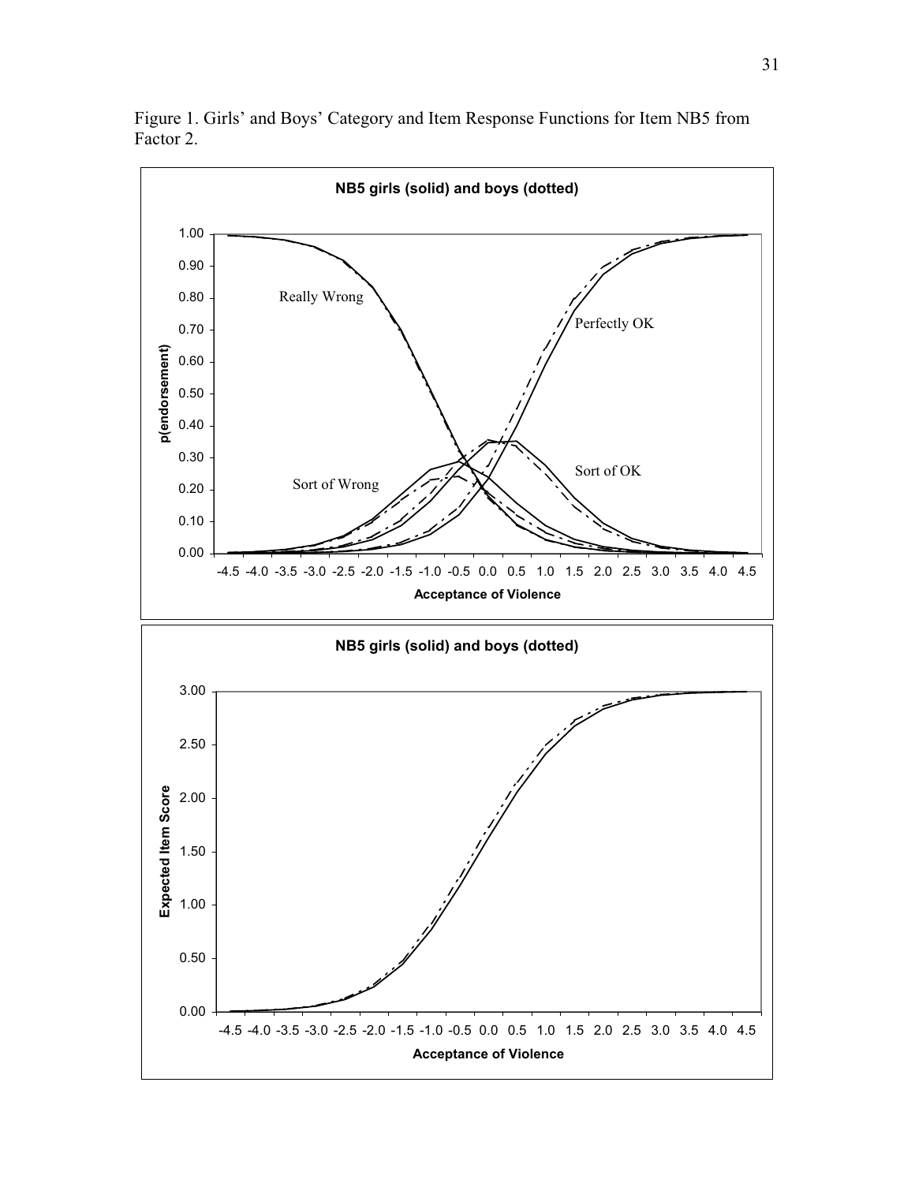Figure 1. Girls' and Boys' Category and Item Response Functions for Item NB5 from Factor 2.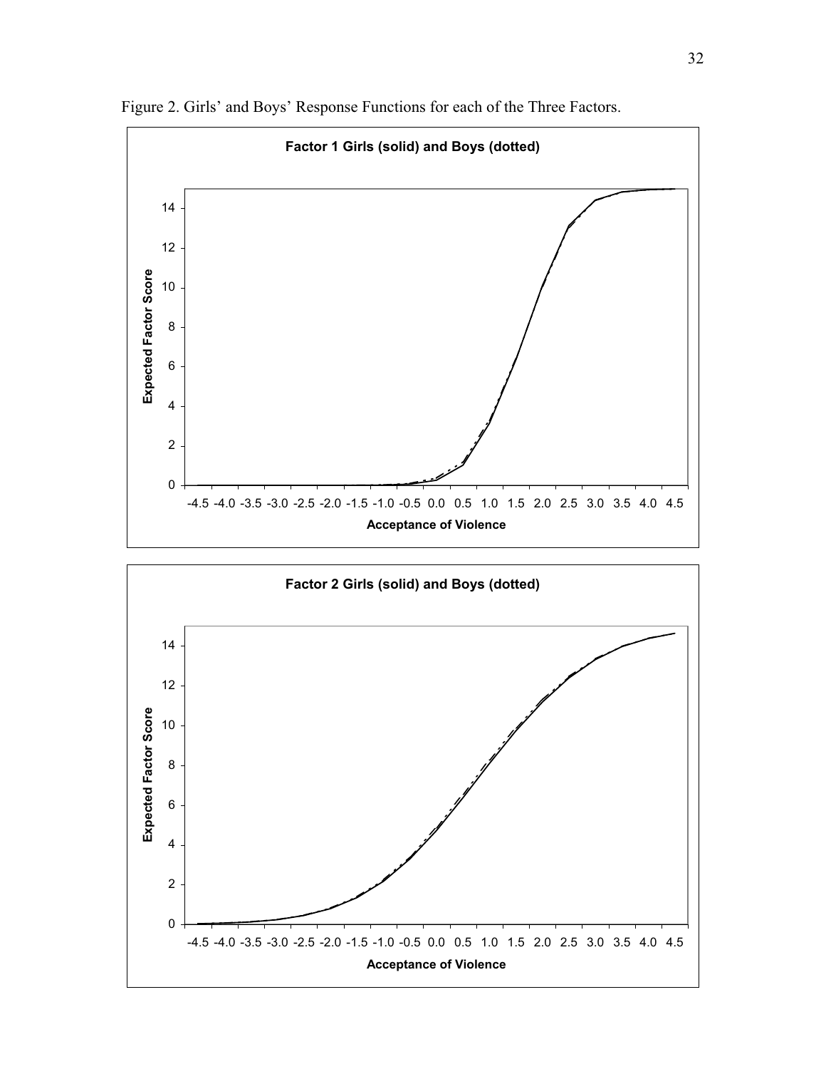Figure 2. Girls' and Boys' Response Functions for each of the Three Factors.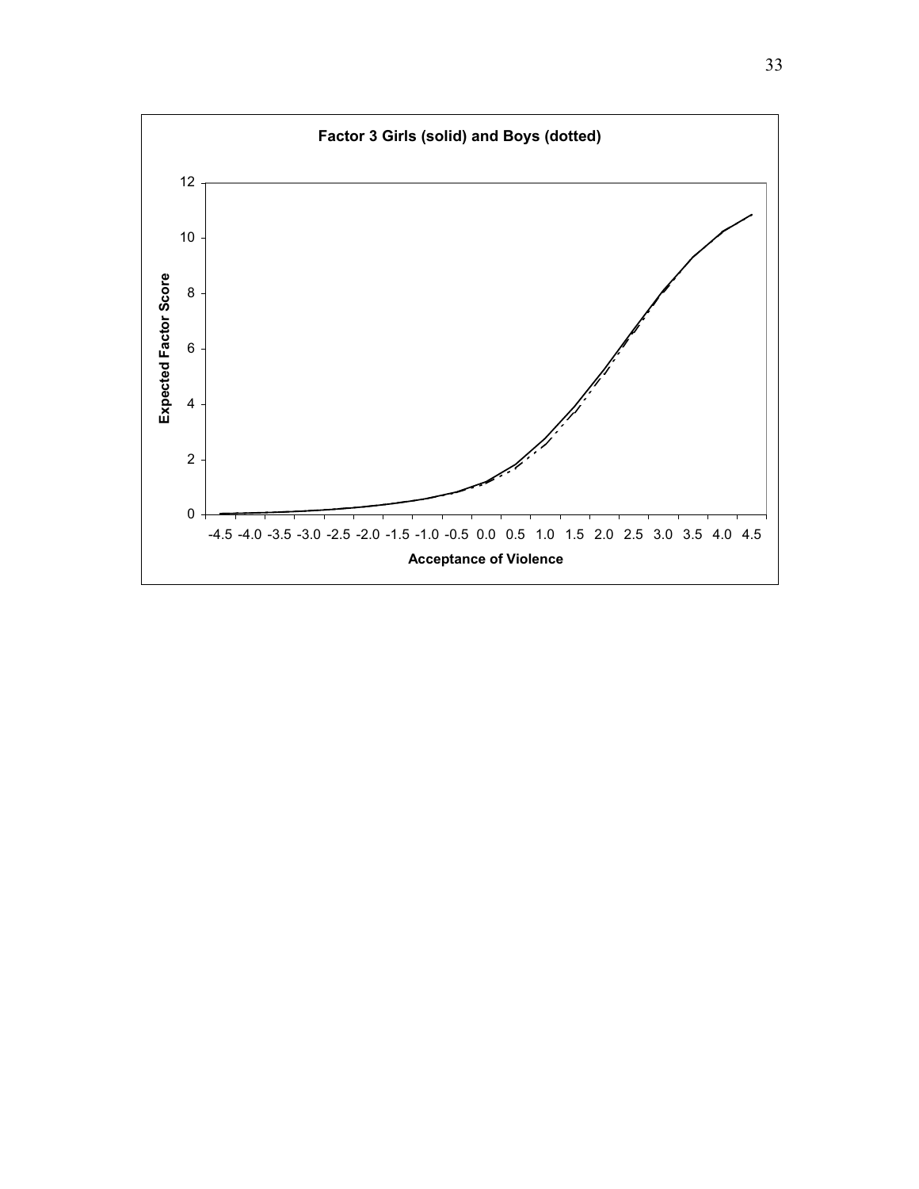**Factor 3 Girls (solid) and Boys (dotted)**

Expected Factor Score

0 2 4 6 8 10 12

-4.5 -4.0 -3.5 -3.0 -2.5 -2.0 -1.5 -1.0 -0.5 0.0 0.5 1.0 1.5 2.0 2.5 3.0 3.5 4.0 4.5

**Acceptance of Violence**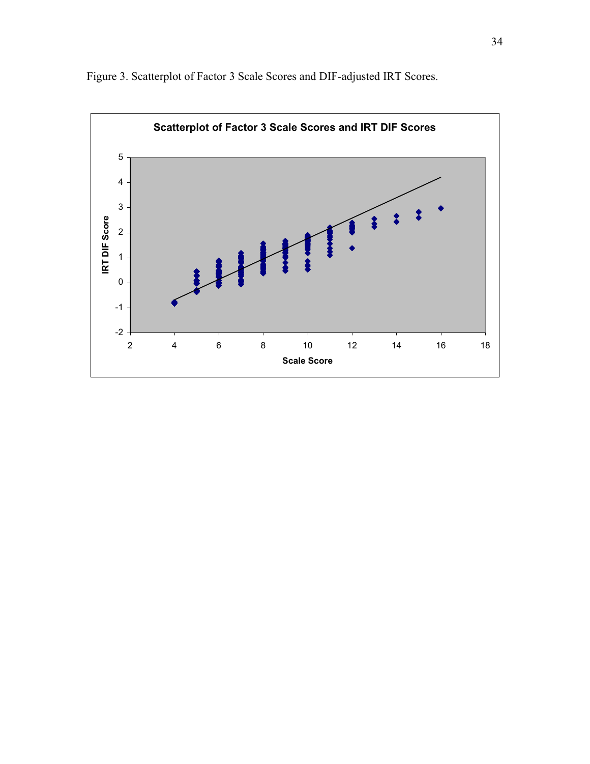Figure 3. Scatterplot of Factor 3 Scale Scores and DIF-adjusted IRT Scores.

Scatterplot of Factor 3 Scale Scores and IRT DIF Scores

IRT DIF Score

5
4
3
2
1
0
-1
-2

2 4 6 8 10 12 14 16 18

Scale Score